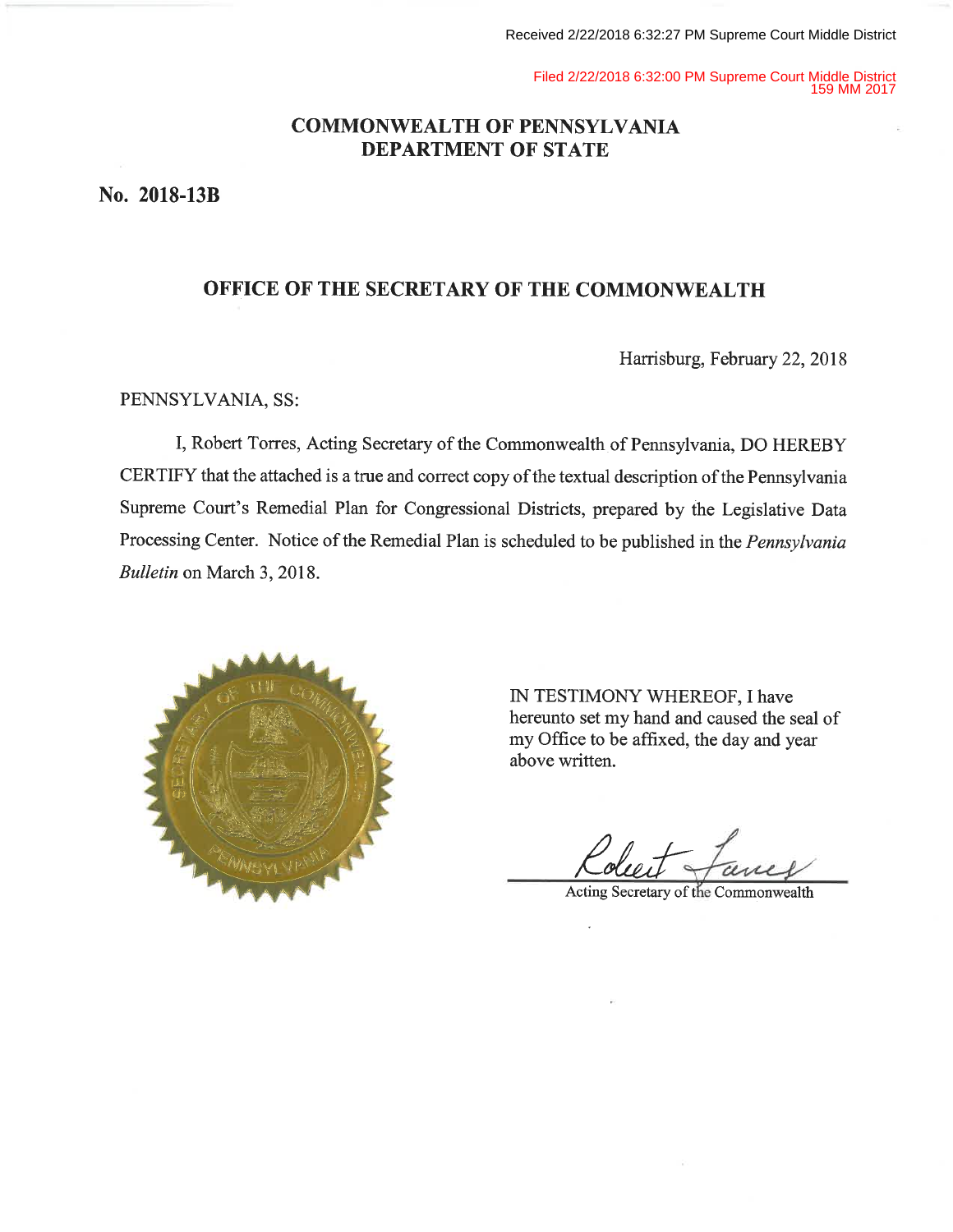Received 2/22/2018 6:32:27 PM Supreme Court Middle District

Filed 2/22/2018 6:32:00 PM Supreme Court Middle District
159 MM 2017

**COMMONWEALTH OF PENNSYLVANIA**
**DEPARTMENT OF STATE**

**No. 2018-13B**

## OFFICE OF THE SECRETARY OF THE COMMONWEALTH

Harrisburg, February 22, 2018

PENNSYLVANIA, SS:

I, Robert Torres, Acting Secretary of the Commonwealth of Pennsylvania, DO HEREBY CERTIFY that the attached is a true and correct copy of the textual description of the Pennsylvania Supreme Court's Remedial Plan for Congressional Districts, prepared by the Legislative Data Processing Center. Notice of the Remedial Plan is scheduled to be published in the *Pennsylvania Bulletin* on March 3, 2018.

IN TESTIMONY WHEREOF, I have hereunto set my hand and caused the seal of my Office to be affixed, the day and year above written.

Robert Torres

Acting Secretary of the Commonwealth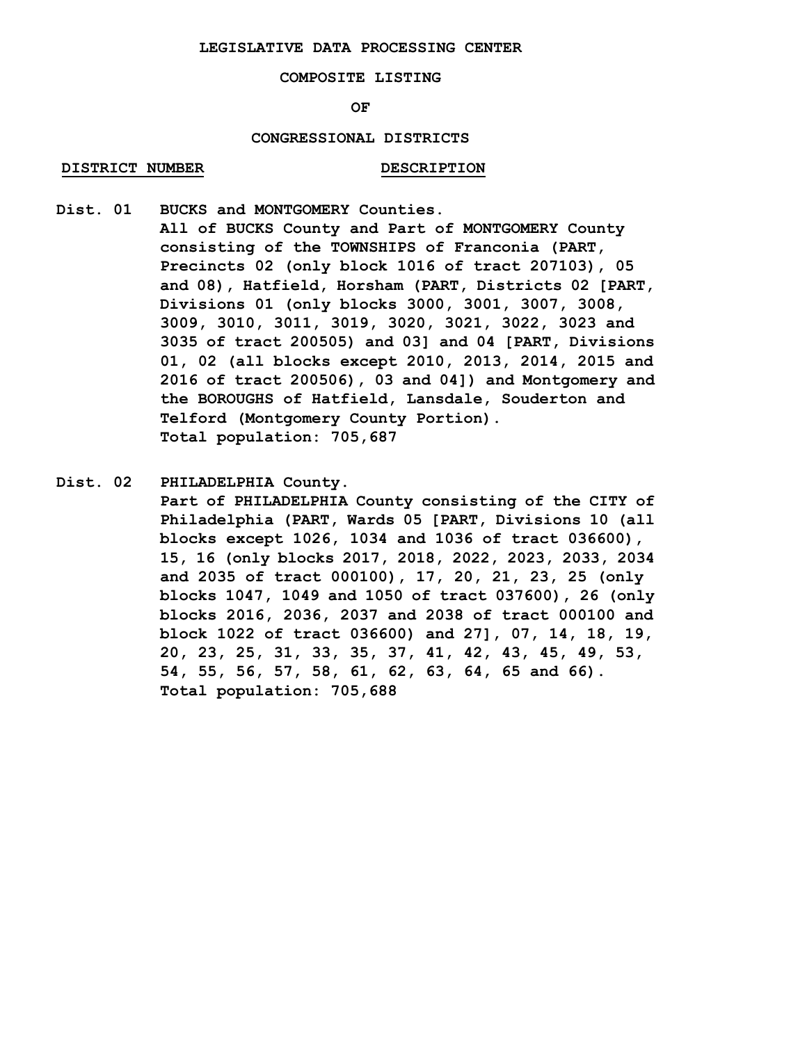**LEGISLATIVE DATA PROCESSING CENTER**

**COMPOSITE LISTING**

**OF**

**CONGRESSIONAL DISTRICTS**

| DISTRICT NUMBER | DESCRIPTION |
| --- | --- |
| **Dist. 01** | **BUCKS and MONTGOMERY Counties.** All of BUCKS County and Part of MONTGOMERY County consisting of the TOWNSHIPS of Franconia (PART, Precincts 02 (only block 1016 of tract 207103), 05 and 08), Hatfield, Horsham (PART, Districts 02 [PART, Divisions 01 (only blocks 3000, 3001, 3007, 3008, 3009, 3010, 3011, 3019, 3020, 3021, 3022, 3023 and 3035 of tract 200505) and 03] and 04 [PART, Divisions 01, 02 (all blocks except 2010, 2013, 2014, 2015 and 2016 of tract 200506), 03 and 04]) and Montgomery and the BOROUGHS of Hatfield, Lansdale, Souderton and Telford (Montgomery County Portion). Total population: 705,687 |
| **Dist. 02** | **PHILADELPHIA County.** Part of PHILADELPHIA County consisting of the CITY of Philadelphia (PART, Wards 05 [PART, Divisions 10 (all blocks except 1026, 1034 and 1036 of tract 036600), 15, 16 (only blocks 2017, 2018, 2022, 2023, 2033, 2034 and 2035 of tract 000100), 17, 20, 21, 23, 25 (only blocks 1047, 1049 and 1050 of tract 037600), 26 (only blocks 2016, 2036, 2037 and 2038 of tract 000100 and block 1022 of tract 036600) and 27], 07, 14, 18, 19, 20, 23, 25, 31, 33, 35, 37, 41, 42, 43, 45, 49, 53, 54, 55, 56, 57, 58, 61, 62, 63, 64, 65 and 66). Total population: 705,688 |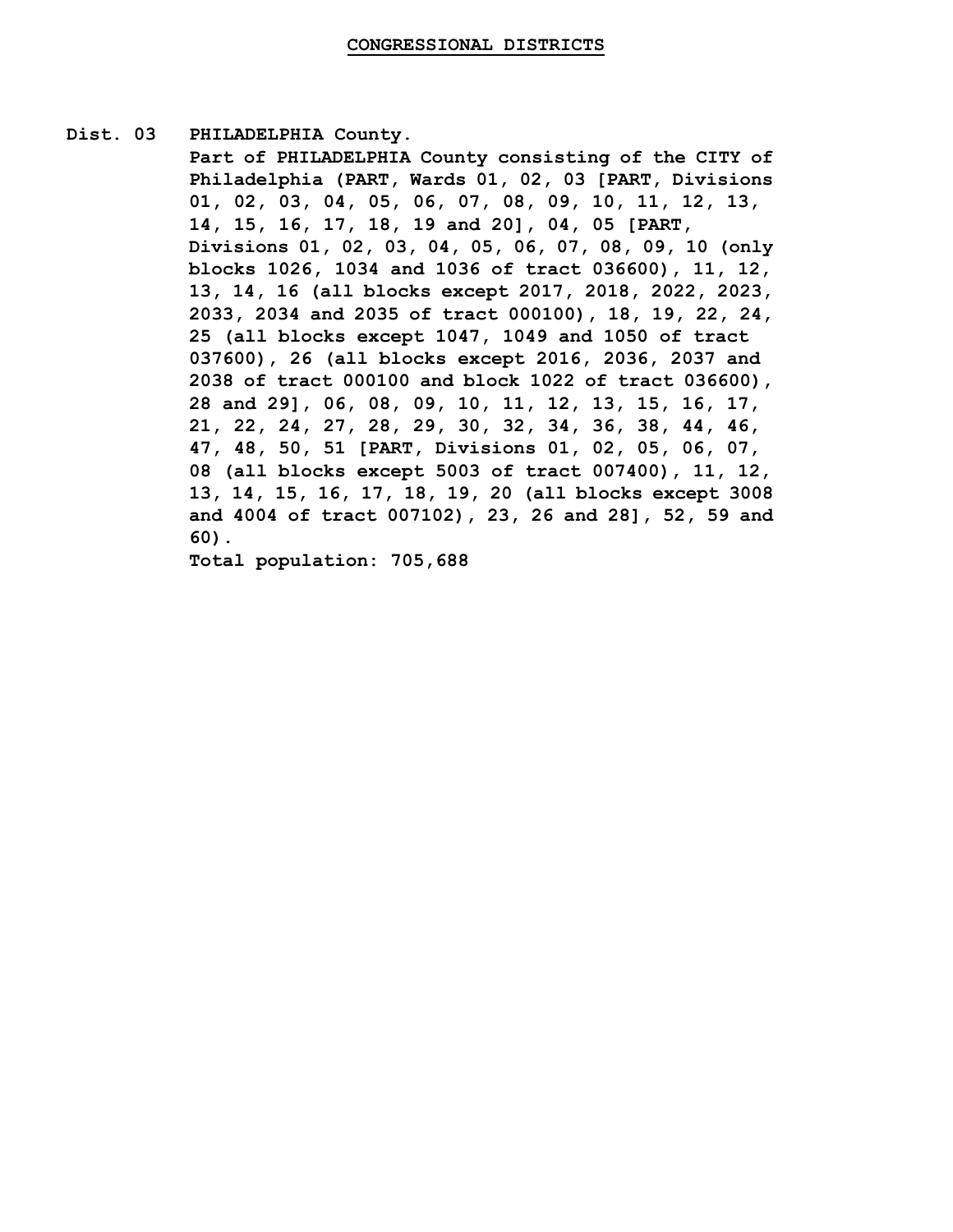**CONGRESSIONAL DISTRICTS**

**Dist. 03 PHILADELPHIA County.**

**Part of PHILADELPHIA County consisting of the CITY of Philadelphia (PART, Wards 01, 02, 03 [PART, Divisions 01, 02, 03, 04, 05, 06, 07, 08, 09, 10, 11, 12, 13, 14, 15, 16, 17, 18, 19 and 20], 04, 05 [PART, Divisions 01, 02, 03, 04, 05, 06, 07, 08, 09, 10 (only blocks 1026, 1034 and 1036 of tract 036600), 11, 12, 13, 14, 16 (all blocks except 2017, 2018, 2022, 2023, 2033, 2034 and 2035 of tract 000100), 18, 19, 22, 24, 25 (all blocks except 1047, 1049 and 1050 of tract 037600), 26 (all blocks except 2016, 2036, 2037 and 2038 of tract 000100 and block 1022 of tract 036600), 28 and 29], 06, 08, 09, 10, 11, 12, 13, 15, 16, 17, 21, 22, 24, 27, 28, 29, 30, 32, 34, 36, 38, 44, 46, 47, 48, 50, 51 [PART, Divisions 01, 02, 05, 06, 07, 08 (all blocks except 5003 of tract 007400), 11, 12, 13, 14, 15, 16, 17, 18, 19, 20 (all blocks except 3008 and 4004 of tract 007102), 23, 26 and 28], 52, 59 and 60).**

**Total population: 705,688**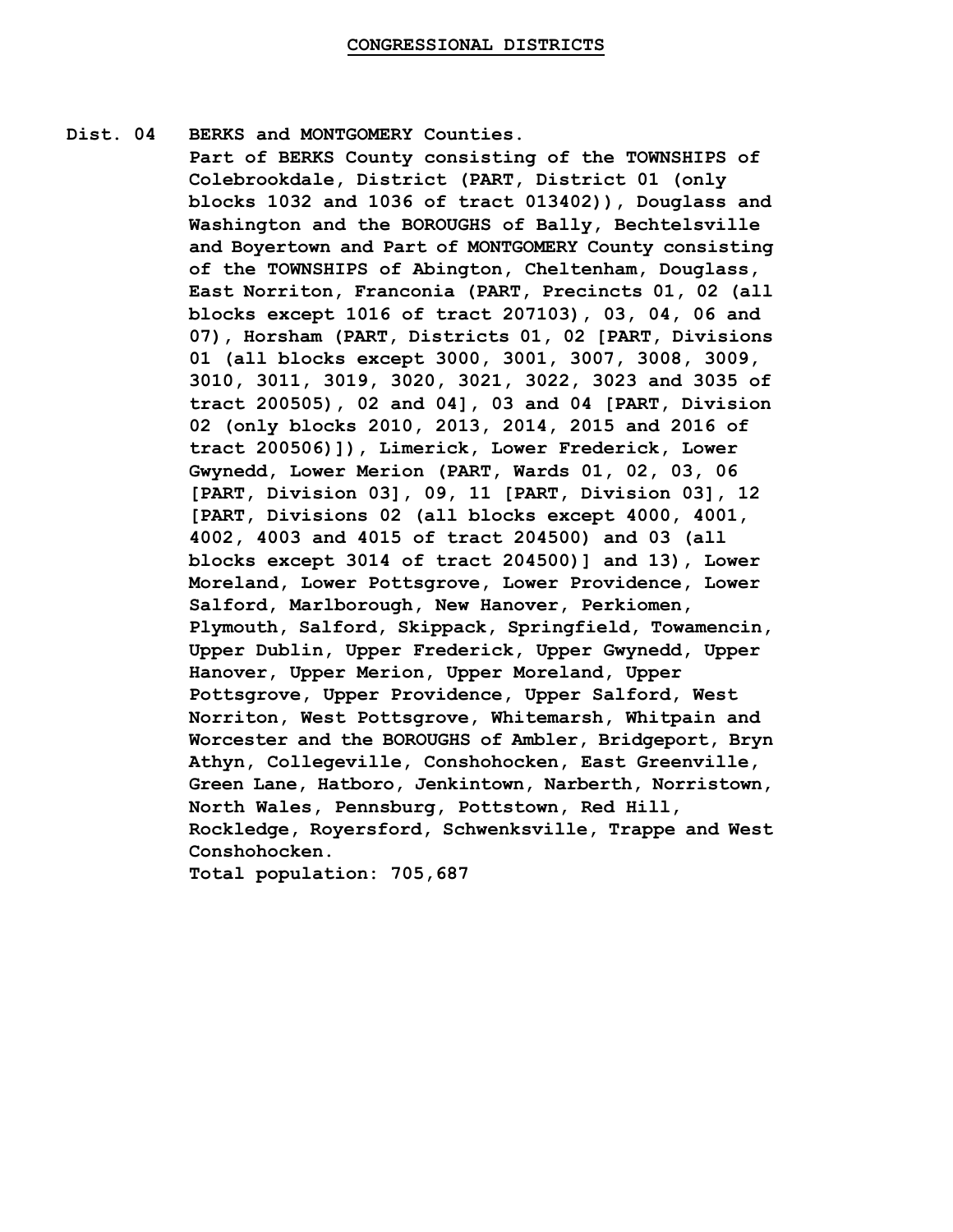## CONGRESSIONAL DISTRICTS

**Dist. 04** **BERKS and MONTGOMERY Counties.**
**Part of BERKS County consisting of the TOWNSHIPS of Colebrookdale, District (PART, District 01 (only blocks 1032 and 1036 of tract 013402)), Douglass and Washington and the BOROUGHS of Bally, Bechtelsville and Boyertown and Part of MONTGOMERY County consisting of the TOWNSHIPS of Abington, Cheltenham, Douglass, East Norriton, Franconia (PART, Precincts 01, 02 (all blocks except 1016 of tract 207103), 03, 04, 06 and 07), Horsham (PART, Districts 01, 02 [PART, Divisions 01 (all blocks except 3000, 3001, 3007, 3008, 3009, 3010, 3011, 3019, 3020, 3021, 3022, 3023 and 3035 of tract 200505), 02 and 04], 03 and 04 [PART, Division 02 (only blocks 2010, 2013, 2014, 2015 and 2016 of tract 200506)]), Limerick, Lower Frederick, Lower Gwynedd, Lower Merion (PART, Wards 01, 02, 03, 06 [PART, Division 03], 09, 11 [PART, Division 03], 12 [PART, Divisions 02 (all blocks except 4000, 4001, 4002, 4003 and 4015 of tract 204500) and 03 (all blocks except 3014 of tract 204500)] and 13), Lower Moreland, Lower Pottsgrove, Lower Providence, Lower Salford, Marlborough, New Hanover, Perkiomen, Plymouth, Salford, Skippack, Springfield, Towamencin, Upper Dublin, Upper Frederick, Upper Gwynedd, Upper Hanover, Upper Merion, Upper Moreland, Upper Pottsgrove, Upper Providence, Upper Salford, West Norriton, West Pottsgrove, Whitemarsh, Whitpain and Worcester and the BOROUGHS of Ambler, Bridgeport, Bryn Athyn, Collegeville, Conshohocken, East Greenville, Green Lane, Hatboro, Jenkintown, Narberth, Norristown, North Wales, Pennsburg, Pottstown, Red Hill, Rockledge, Royersford, Schwenksville, Trappe and West Conshohocken.**
**Total population: 705,687**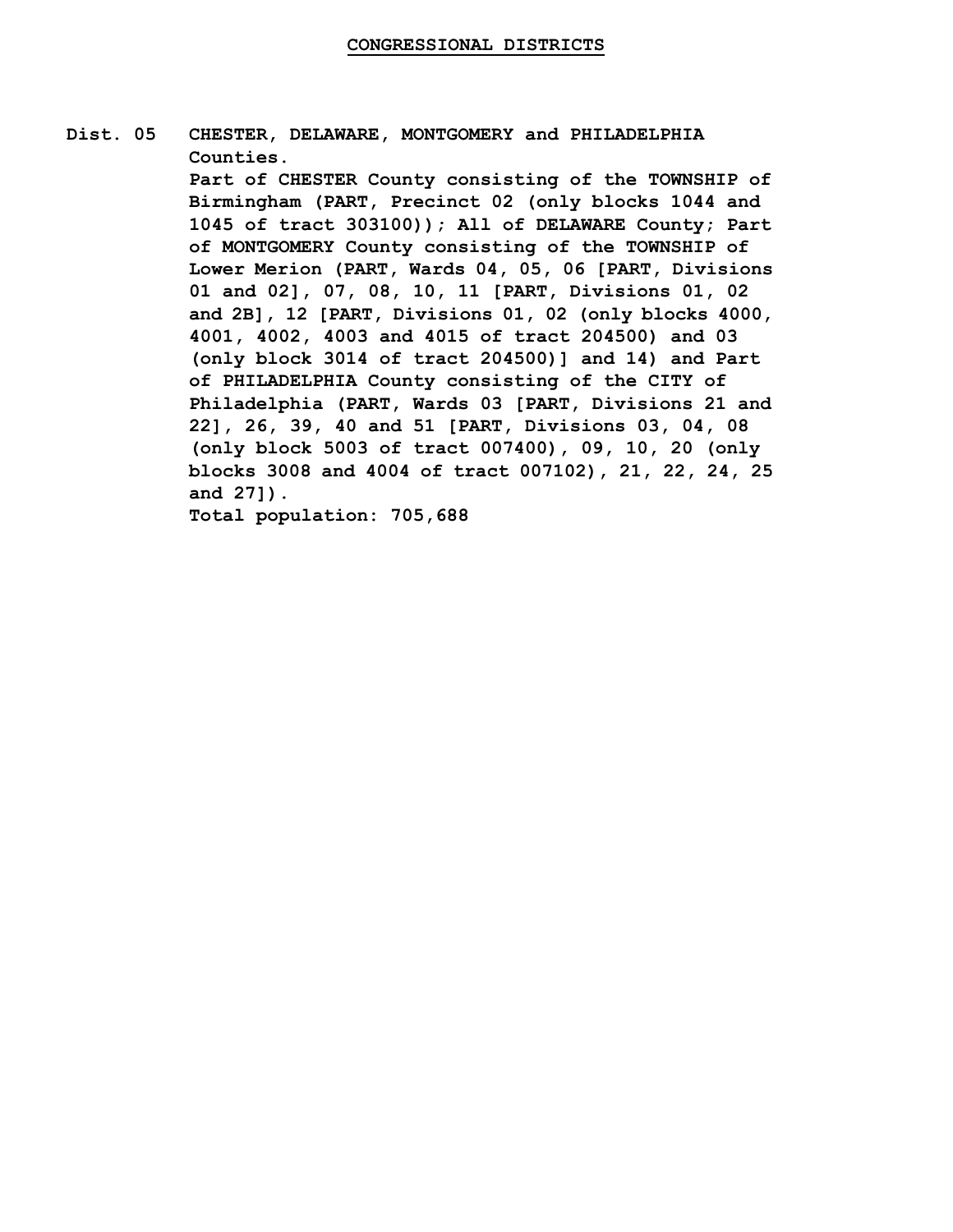## CONGRESSIONAL DISTRICTS

**Dist. 05** **CHESTER, DELAWARE, MONTGOMERY and PHILADELPHIA Counties.**

**Part of CHESTER County consisting of the TOWNSHIP of Birmingham (PART, Precinct 02 (only blocks 1044 and 1045 of tract 303100)); All of DELAWARE County; Part of MONTGOMERY County consisting of the TOWNSHIP of Lower Merion (PART, Wards 04, 05, 06 [PART, Divisions 01 and 02], 07, 08, 10, 11 [PART, Divisions 01, 02 and 2B], 12 [PART, Divisions 01, 02 (only blocks 4000, 4001, 4002, 4003 and 4015 of tract 204500) and 03 (only block 3014 of tract 204500)] and 14) and Part of PHILADELPHIA County consisting of the CITY of Philadelphia (PART, Wards 03 [PART, Divisions 21 and 22], 26, 39, 40 and 51 [PART, Divisions 03, 04, 08 (only block 5003 of tract 007400), 09, 10, 20 (only blocks 3008 and 4004 of tract 007102), 21, 22, 24, 25 and 27]).**

**Total population: 705,688**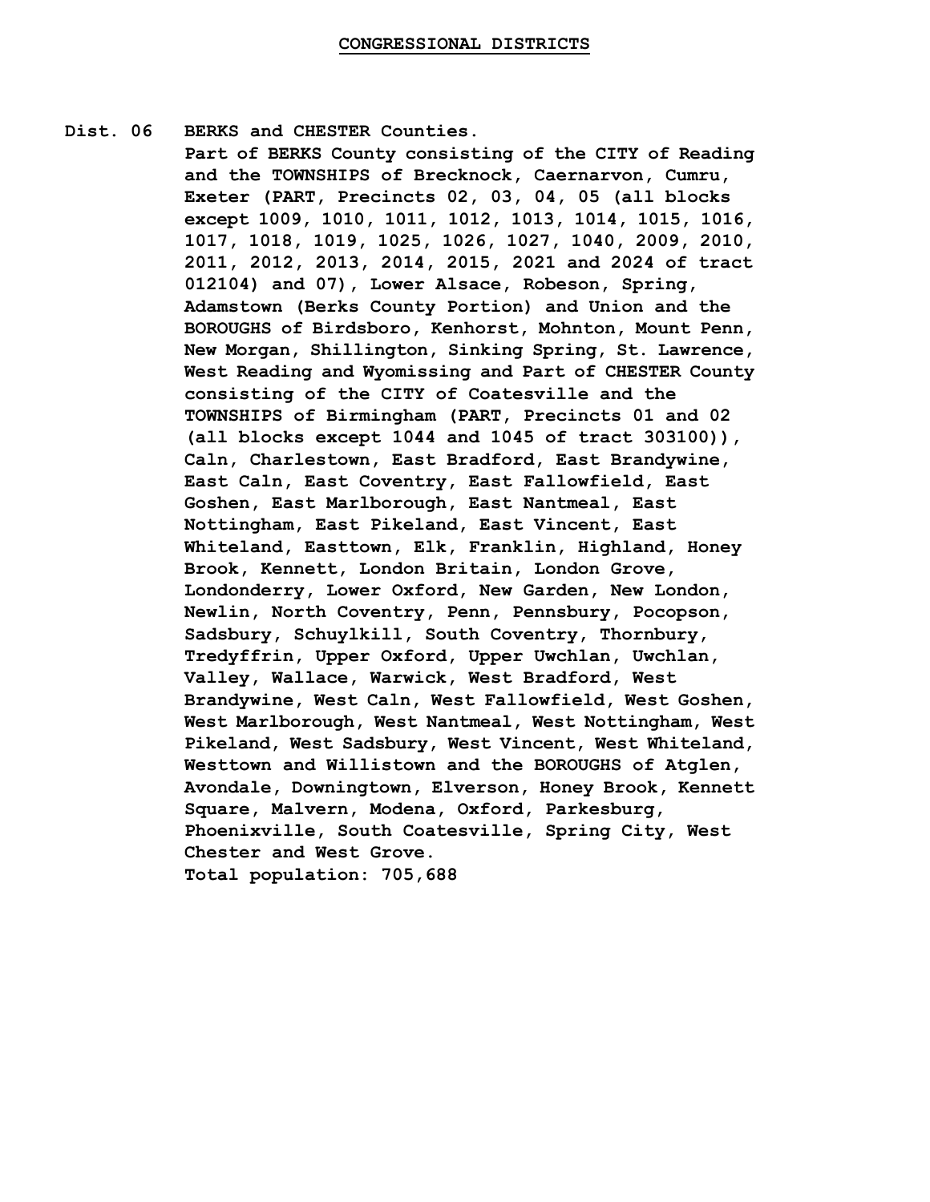## CONGRESSIONAL DISTRICTS

**Dist. 06** **BERKS and CHESTER Counties.**
**Part of BERKS County consisting of the CITY of Reading and the TOWNSHIPS of Brecknock, Caernarvon, Cumru, Exeter (PART, Precincts 02, 03, 04, 05 (all blocks except 1009, 1010, 1011, 1012, 1013, 1014, 1015, 1016, 1017, 1018, 1019, 1025, 1026, 1027, 1040, 2009, 2010, 2011, 2012, 2013, 2014, 2015, 2021 and 2024 of tract 012104) and 07), Lower Alsace, Robeson, Spring, Adamstown (Berks County Portion) and Union and the BOROUGHS of Birdsboro, Kenhorst, Mohnton, Mount Penn, New Morgan, Shillington, Sinking Spring, St. Lawrence, West Reading and Wyomissing and Part of CHESTER County consisting of the CITY of Coatesville and the TOWNSHIPS of Birmingham (PART, Precincts 01 and 02 (all blocks except 1044 and 1045 of tract 303100)), Caln, Charlestown, East Bradford, East Brandywine, East Caln, East Coventry, East Fallowfield, East Goshen, East Marlborough, East Nantmeal, East Nottingham, East Pikeland, East Vincent, East Whiteland, Easttown, Elk, Franklin, Highland, Honey Brook, Kennett, London Britain, London Grove, Londonderry, Lower Oxford, New Garden, New London, Newlin, North Coventry, Penn, Pennsbury, Pocopson, Sadsbury, Schuylkill, South Coventry, Thornbury, Tredyffrin, Upper Oxford, Upper Uwchlan, Uwchlan, Valley, Wallace, Warwick, West Bradford, West Brandywine, West Caln, West Fallowfield, West Goshen, West Marlborough, West Nantmeal, West Nottingham, West Pikeland, West Sadsbury, West Vincent, West Whiteland, Westtown and Willistown and the BOROUGHS of Atglen, Avondale, Downingtown, Elverson, Honey Brook, Kennett Square, Malvern, Modena, Oxford, Parkesburg, Phoenixville, South Coatesville, Spring City, West Chester and West Grove.**
**Total population: 705,688**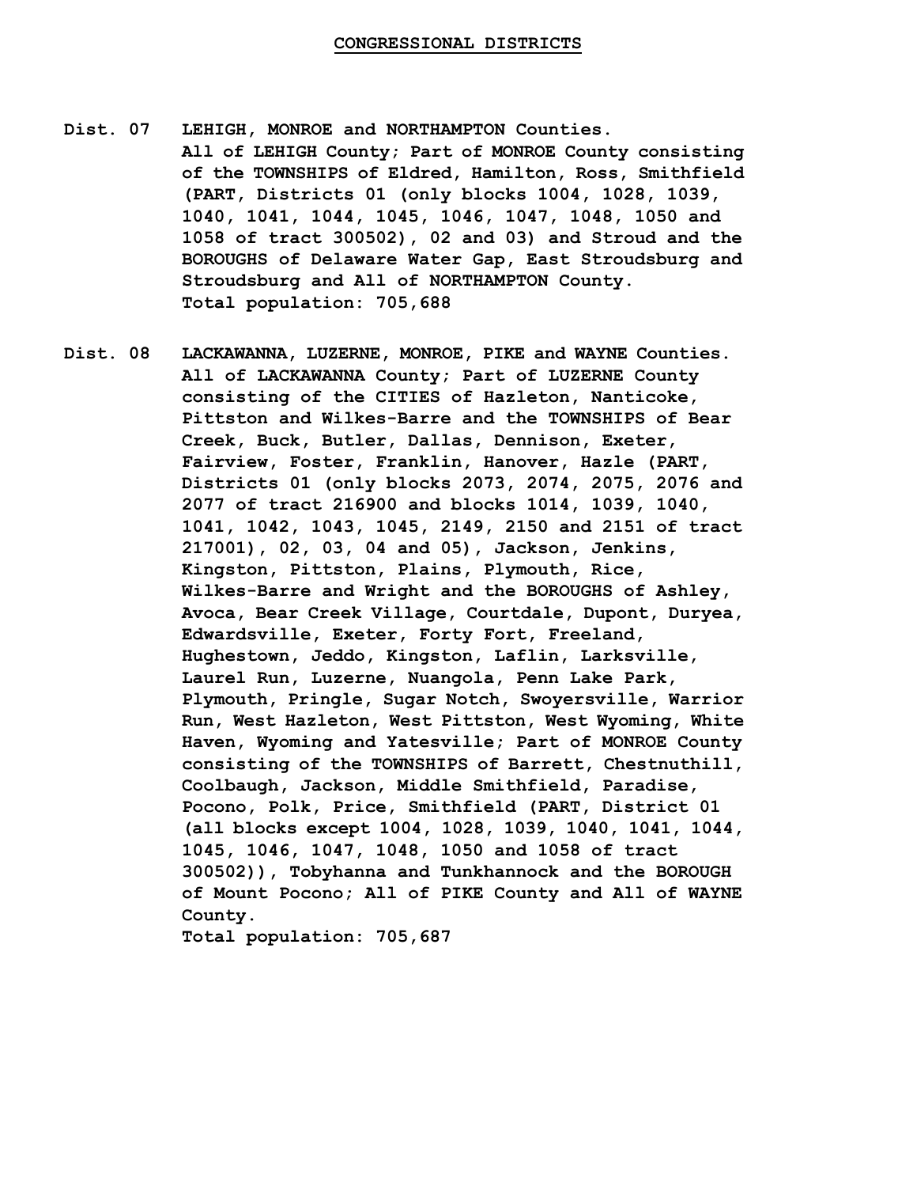## CONGRESSIONAL DISTRICTS

**Dist. 07** **LEHIGH, MONROE and NORTHAMPTON Counties.**
**All of LEHIGH County; Part of MONROE County consisting of the TOWNSHIPS of Eldred, Hamilton, Ross, Smithfield (PART, Districts 01 (only blocks 1004, 1028, 1039, 1040, 1041, 1044, 1045, 1046, 1047, 1048, 1050 and 1058 of tract 300502), 02 and 03) and Stroud and the BOROUGHS of Delaware Water Gap, East Stroudsburg and Stroudsburg and All of NORTHAMPTON County.**
**Total population: 705,688**

**Dist. 08** **LACKAWANNA, LUZERNE, MONROE, PIKE and WAYNE Counties.**
**All of LACKAWANNA County; Part of LUZERNE County consisting of the CITIES of Hazleton, Nanticoke, Pittston and Wilkes-Barre and the TOWNSHIPS of Bear Creek, Buck, Butler, Dallas, Dennison, Exeter, Fairview, Foster, Franklin, Hanover, Hazle (PART, Districts 01 (only blocks 2073, 2074, 2075, 2076 and 2077 of tract 216900 and blocks 1014, 1039, 1040, 1041, 1042, 1043, 1045, 2149, 2150 and 2151 of tract 217001), 02, 03, 04 and 05), Jackson, Jenkins, Kingston, Pittston, Plains, Plymouth, Rice, Wilkes-Barre and Wright and the BOROUGHS of Ashley, Avoca, Bear Creek Village, Courtdale, Dupont, Duryea, Edwardsville, Exeter, Forty Fort, Freeland, Hughestown, Jeddo, Kingston, Laflin, Larksville, Laurel Run, Luzerne, Nuangola, Penn Lake Park, Plymouth, Pringle, Sugar Notch, Swoyersville, Warrior Run, West Hazleton, West Pittston, West Wyoming, White Haven, Wyoming and Yatesville; Part of MONROE County consisting of the TOWNSHIPS of Barrett, Chestnuthill, Coolbaugh, Jackson, Middle Smithfield, Paradise, Pocono, Polk, Price, Smithfield (PART, District 01 (all blocks except 1004, 1028, 1039, 1040, 1041, 1044, 1045, 1046, 1047, 1048, 1050 and 1058 of tract 300502)), Tobyhanna and Tunkhannock and the BOROUGH of Mount Pocono; All of PIKE County and All of WAYNE County.**
**Total population: 705,687**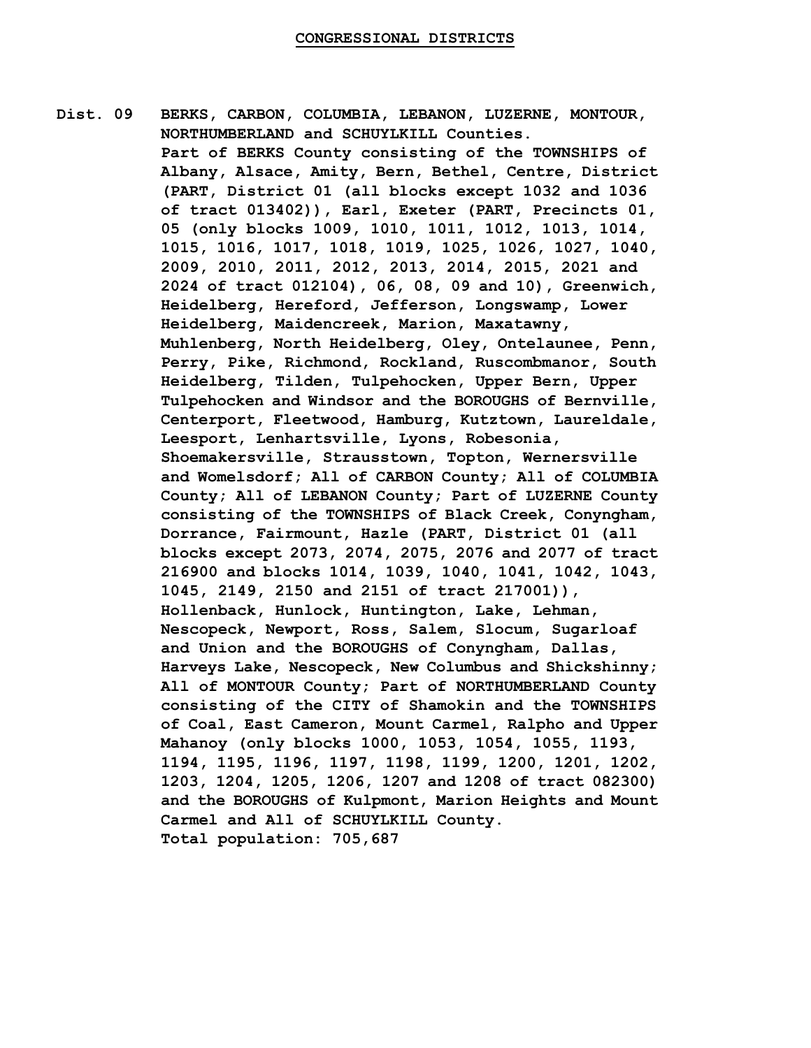CONGRESSIONAL DISTRICTS

**Dist. 09** **BERKS, CARBON, COLUMBIA, LEBANON, LUZERNE, MONTOUR, NORTHUMBERLAND and SCHUYLKILL Counties.**
**Part of BERKS County consisting of the TOWNSHIPS of Albany, Alsace, Amity, Bern, Bethel, Centre, District (PART, District 01 (all blocks except 1032 and 1036 of tract 013402)), Earl, Exeter (PART, Precincts 01, 05 (only blocks 1009, 1010, 1011, 1012, 1013, 1014, 1015, 1016, 1017, 1018, 1019, 1025, 1026, 1027, 1040, 2009, 2010, 2011, 2012, 2013, 2014, 2015, 2021 and 2024 of tract 012104), 06, 08, 09 and 10), Greenwich, Heidelberg, Hereford, Jefferson, Longswamp, Lower Heidelberg, Maidencreek, Marion, Maxatawny, Muhlenberg, North Heidelberg, Oley, Ontelaunee, Penn, Perry, Pike, Richmond, Rockland, Ruscombmanor, South Heidelberg, Tilden, Tulpehocken, Upper Bern, Upper Tulpehocken and Windsor and the BOROUGHS of Bernville, Centerport, Fleetwood, Hamburg, Kutztown, Laureldale, Leesport, Lenhartsville, Lyons, Robesonia, Shoemakersville, Strausstown, Topton, Wernersville and Womelsdorf; All of CARBON County; All of COLUMBIA County; All of LEBANON County; Part of LUZERNE County consisting of the TOWNSHIPS of Black Creek, Conyngham, Dorrance, Fairmount, Hazle (PART, District 01 (all blocks except 2073, 2074, 2075, 2076 and 2077 of tract 216900 and blocks 1014, 1039, 1040, 1041, 1042, 1043, 1045, 2149, 2150 and 2151 of tract 217001)), Hollenback, Hunlock, Huntington, Lake, Lehman, Nescopeck, Newport, Ross, Salem, Slocum, Sugarloaf and Union and the BOROUGHS of Conyngham, Dallas, Harveys Lake, Nescopeck, New Columbus and Shickshinny; All of MONTOUR County; Part of NORTHUMBERLAND County consisting of the CITY of Shamokin and the TOWNSHIPS of Coal, East Cameron, Mount Carmel, Ralpho and Upper Mahanoy (only blocks 1000, 1053, 1054, 1055, 1193, 1194, 1195, 1196, 1197, 1198, 1199, 1200, 1201, 1202, 1203, 1204, 1205, 1206, 1207 and 1208 of tract 082300) and the BOROUGHS of Kulpmont, Marion Heights and Mount Carmel and All of SCHUYLKILL County.**
**Total population: 705,687**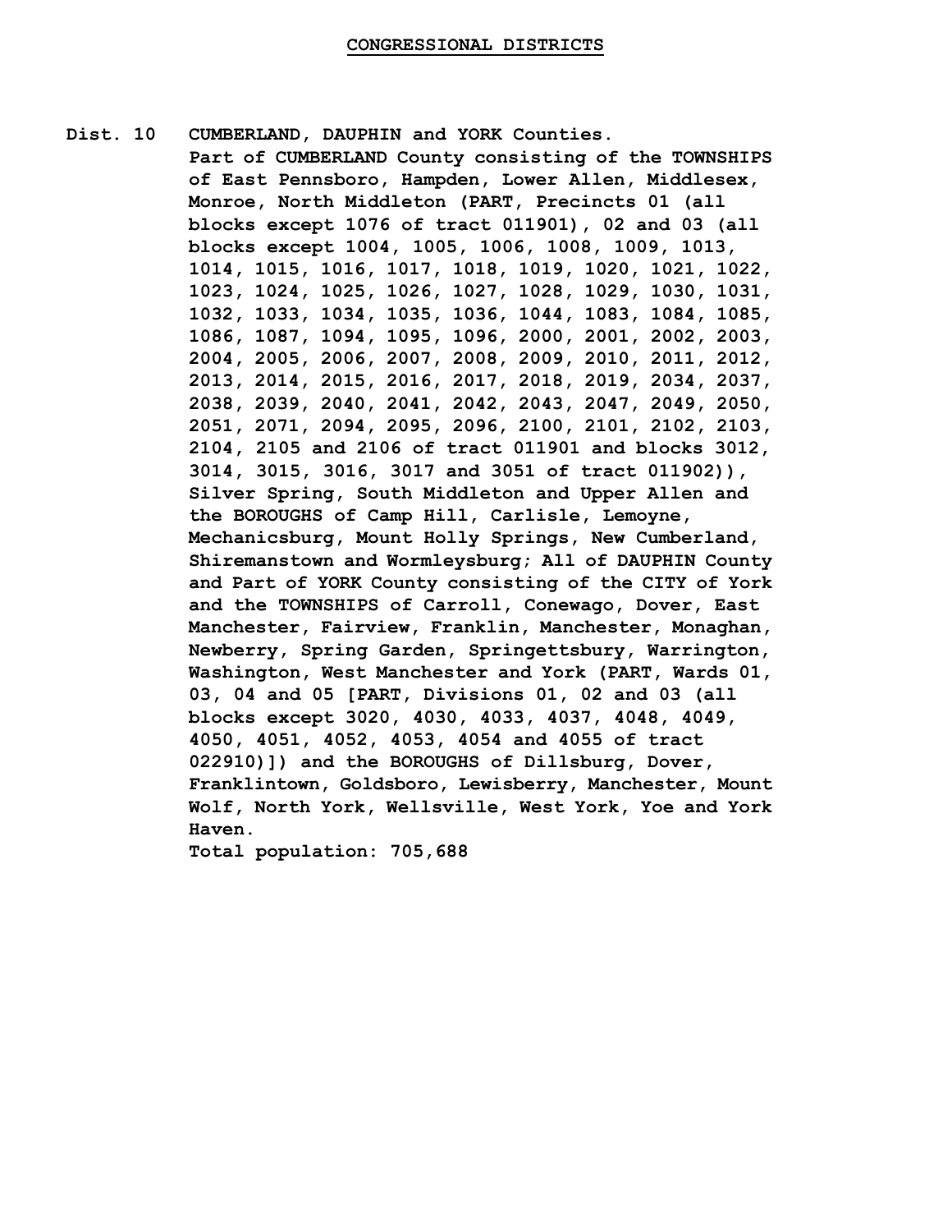## CONGRESSIONAL DISTRICTS

**Dist. 10** **CUMBERLAND, DAUPHIN and YORK Counties.**
**Part of CUMBERLAND County consisting of the TOWNSHIPS of East Pennsboro, Hampden, Lower Allen, Middlesex, Monroe, North Middleton (PART, Precincts 01 (all blocks except 1076 of tract 011901), 02 and 03 (all blocks except 1004, 1005, 1006, 1008, 1009, 1013, 1014, 1015, 1016, 1017, 1018, 1019, 1020, 1021, 1022, 1023, 1024, 1025, 1026, 1027, 1028, 1029, 1030, 1031, 1032, 1033, 1034, 1035, 1036, 1044, 1083, 1084, 1085, 1086, 1087, 1094, 1095, 1096, 2000, 2001, 2002, 2003, 2004, 2005, 2006, 2007, 2008, 2009, 2010, 2011, 2012, 2013, 2014, 2015, 2016, 2017, 2018, 2019, 2034, 2037, 2038, 2039, 2040, 2041, 2042, 2043, 2047, 2049, 2050, 2051, 2071, 2094, 2095, 2096, 2100, 2101, 2102, 2103, 2104, 2105 and 2106 of tract 011901 and blocks 3012, 3014, 3015, 3016, 3017 and 3051 of tract 011902)), Silver Spring, South Middleton and Upper Allen and the BOROUGHS of Camp Hill, Carlisle, Lemoyne, Mechanicsburg, Mount Holly Springs, New Cumberland, Shiremanstown and Wormleysburg; All of DAUPHIN County and Part of YORK County consisting of the CITY of York and the TOWNSHIPS of Carroll, Conewago, Dover, East Manchester, Fairview, Franklin, Manchester, Monaghan, Newberry, Spring Garden, Springettsbury, Warrington, Washington, West Manchester and York (PART, Wards 01, 03, 04 and 05 [PART, Divisions 01, 02 and 03 (all blocks except 3020, 4030, 4033, 4037, 4048, 4049, 4050, 4051, 4052, 4053, 4054 and 4055 of tract 022910)]) and the BOROUGHS of Dillsburg, Dover, Franklintown, Goldsboro, Lewisberry, Manchester, Mount Wolf, North York, Wellsville, West York, Yoe and York Haven.**
**Total population: 705,688**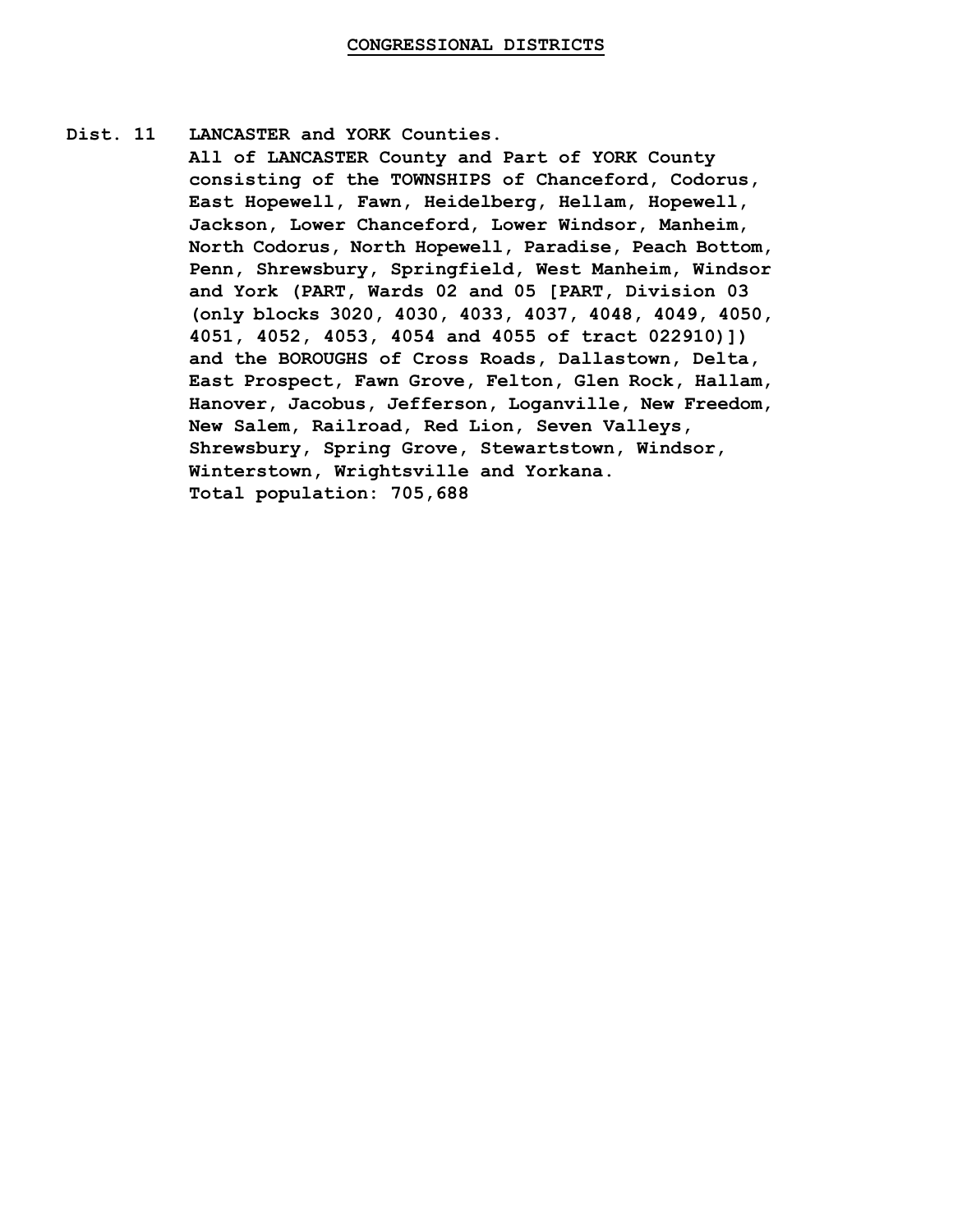# CONGRESSIONAL DISTRICTS

**Dist. 11** **LANCASTER and YORK Counties.**

**All of LANCASTER County and Part of YORK County consisting of the TOWNSHIPS of Chanceford, Codorus, East Hopewell, Fawn, Heidelberg, Hellam, Hopewell, Jackson, Lower Chanceford, Lower Windsor, Manheim, North Codorus, North Hopewell, Paradise, Peach Bottom, Penn, Shrewsbury, Springfield, West Manheim, Windsor and York (PART, Wards 02 and 05 [PART, Division 03 (only blocks 3020, 4030, 4033, 4037, 4048, 4049, 4050, 4051, 4052, 4053, 4054 and 4055 of tract 022910)]) and the BOROUGHS of Cross Roads, Dallastown, Delta, East Prospect, Fawn Grove, Felton, Glen Rock, Hallam, Hanover, Jacobus, Jefferson, Loganville, New Freedom, New Salem, Railroad, Red Lion, Seven Valleys, Shrewsbury, Spring Grove, Stewartstown, Windsor, Winterstown, Wrightsville and Yorkana.**

**Total population: 705,688**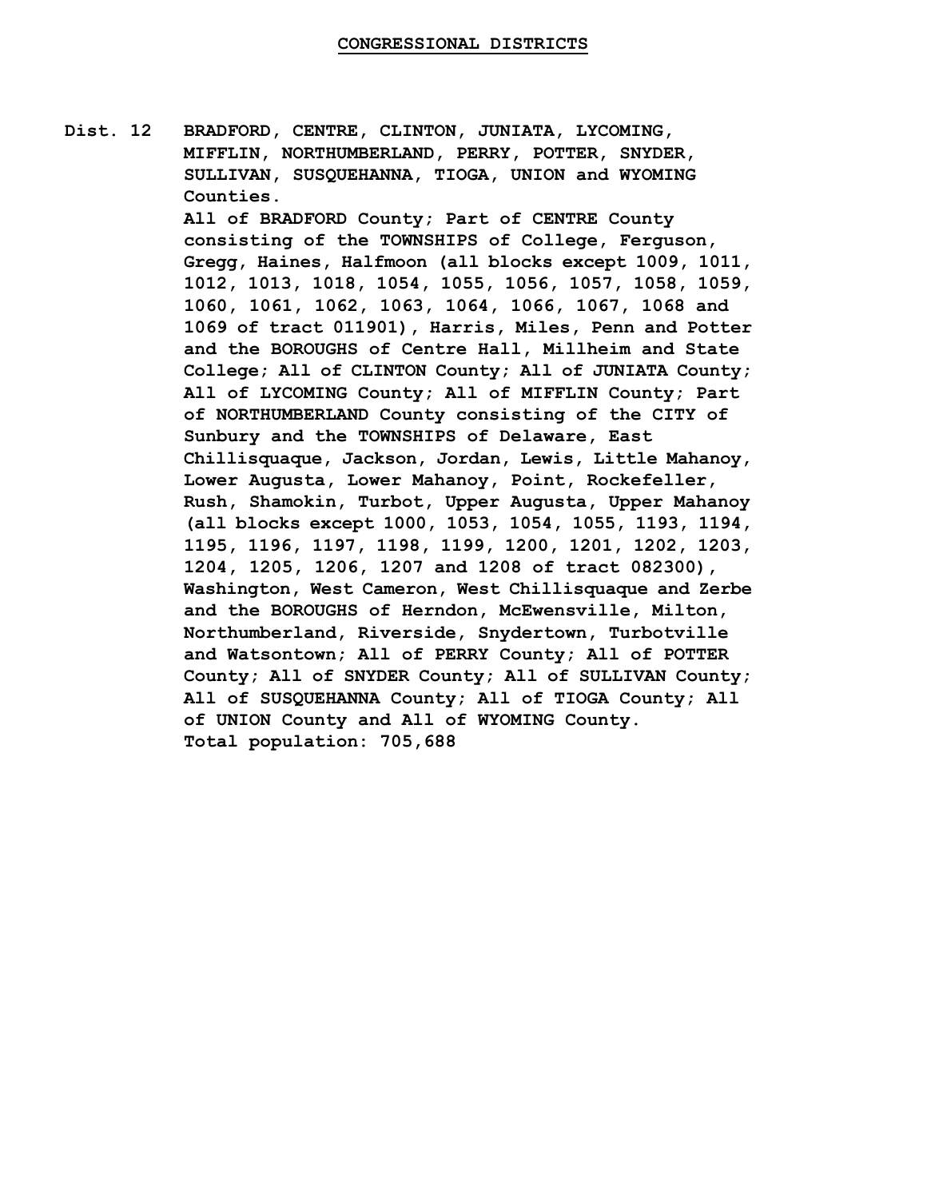CONGRESSIONAL DISTRICTS

**Dist. 12** **BRADFORD, CENTRE, CLINTON, JUNIATA, LYCOMING, MIFFLIN, NORTHUMBERLAND, PERRY, POTTER, SNYDER, SULLIVAN, SUSQUEHANNA, TIOGA, UNION and WYOMING Counties.**

**All of BRADFORD County; Part of CENTRE County consisting of the TOWNSHIPS of College, Ferguson, Gregg, Haines, Halfmoon (all blocks except 1009, 1011, 1012, 1013, 1018, 1054, 1055, 1056, 1057, 1058, 1059, 1060, 1061, 1062, 1063, 1064, 1066, 1067, 1068 and 1069 of tract 011901), Harris, Miles, Penn and Potter and the BOROUGHS of Centre Hall, Millheim and State College; All of CLINTON County; All of JUNIATA County; All of LYCOMING County; All of MIFFLIN County; Part of NORTHUMBERLAND County consisting of the CITY of Sunbury and the TOWNSHIPS of Delaware, East Chillisquaque, Jackson, Jordan, Lewis, Little Mahanoy, Lower Augusta, Lower Mahanoy, Point, Rockefeller, Rush, Shamokin, Turbot, Upper Augusta, Upper Mahanoy (all blocks except 1000, 1053, 1054, 1055, 1193, 1194, 1195, 1196, 1197, 1198, 1199, 1200, 1201, 1202, 1203, 1204, 1205, 1206, 1207 and 1208 of tract 082300), Washington, West Cameron, West Chillisquaque and Zerbe and the BOROUGHS of Herndon, McEwensville, Milton, Northumberland, Riverside, Snydertown, Turbotville and Watsontown; All of PERRY County; All of POTTER County; All of SNYDER County; All of SULLIVAN County; All of SUSQUEHANNA County; All of TIOGA County; All of UNION County and All of WYOMING County.**

**Total population: 705,688**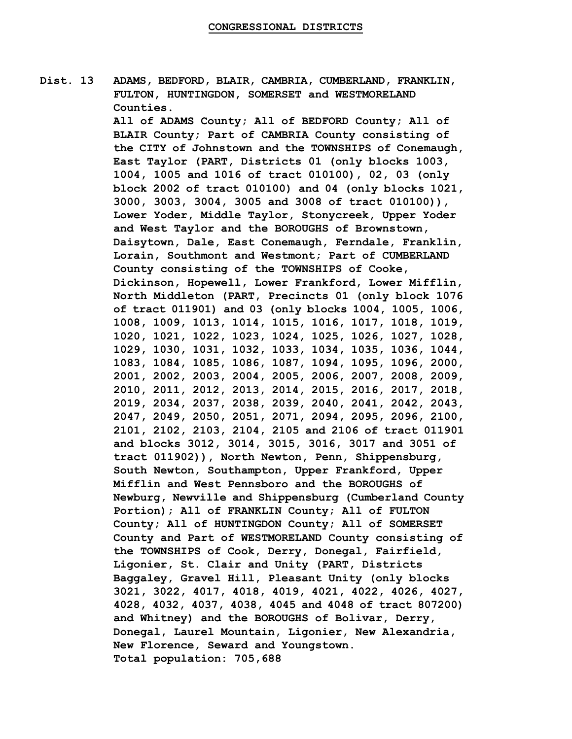CONGRESSIONAL DISTRICTS

**Dist. 13** **ADAMS, BEDFORD, BLAIR, CAMBRIA, CUMBERLAND, FRANKLIN, FULTON, HUNTINGDON, SOMERSET and WESTMORELAND Counties.**

**All of ADAMS County; All of BEDFORD County; All of BLAIR County; Part of CAMBRIA County consisting of the CITY of Johnstown and the TOWNSHIPS of Conemaugh, East Taylor (PART, Districts 01 (only blocks 1003, 1004, 1005 and 1016 of tract 010100), 02, 03 (only block 2002 of tract 010100) and 04 (only blocks 1021, 3000, 3003, 3004, 3005 and 3008 of tract 010100)), Lower Yoder, Middle Taylor, Stonycreek, Upper Yoder and West Taylor and the BOROUGHS of Brownstown, Daisytown, Dale, East Conemaugh, Ferndale, Franklin, Lorain, Southmont and Westmont; Part of CUMBERLAND County consisting of the TOWNSHIPS of Cooke, Dickinson, Hopewell, Lower Frankford, Lower Mifflin, North Middleton (PART, Precincts 01 (only block 1076 of tract 011901) and 03 (only blocks 1004, 1005, 1006, 1008, 1009, 1013, 1014, 1015, 1016, 1017, 1018, 1019, 1020, 1021, 1022, 1023, 1024, 1025, 1026, 1027, 1028, 1029, 1030, 1031, 1032, 1033, 1034, 1035, 1036, 1044, 1083, 1084, 1085, 1086, 1087, 1094, 1095, 1096, 2000, 2001, 2002, 2003, 2004, 2005, 2006, 2007, 2008, 2009, 2010, 2011, 2012, 2013, 2014, 2015, 2016, 2017, 2018, 2019, 2034, 2037, 2038, 2039, 2040, 2041, 2042, 2043, 2047, 2049, 2050, 2051, 2071, 2094, 2095, 2096, 2100, 2101, 2102, 2103, 2104, 2105 and 2106 of tract 011901 and blocks 3012, 3014, 3015, 3016, 3017 and 3051 of tract 011902)), North Newton, Penn, Shippensburg, South Newton, Southampton, Upper Frankford, Upper Mifflin and West Pennsboro and the BOROUGHS of Newburg, Newville and Shippensburg (Cumberland County Portion); All of FRANKLIN County; All of FULTON County; All of HUNTINGDON County; All of SOMERSET County and Part of WESTMORELAND County consisting of the TOWNSHIPS of Cook, Derry, Donegal, Fairfield, Ligonier, St. Clair and Unity (PART, Districts Baggaley, Gravel Hill, Pleasant Unity (only blocks 3021, 3022, 4017, 4018, 4019, 4021, 4022, 4026, 4027, 4028, 4032, 4037, 4038, 4045 and 4048 of tract 807200) and Whitney) and the BOROUGHS of Bolivar, Derry, Donegal, Laurel Mountain, Ligonier, New Alexandria, New Florence, Seward and Youngstown.**

**Total population: 705,688**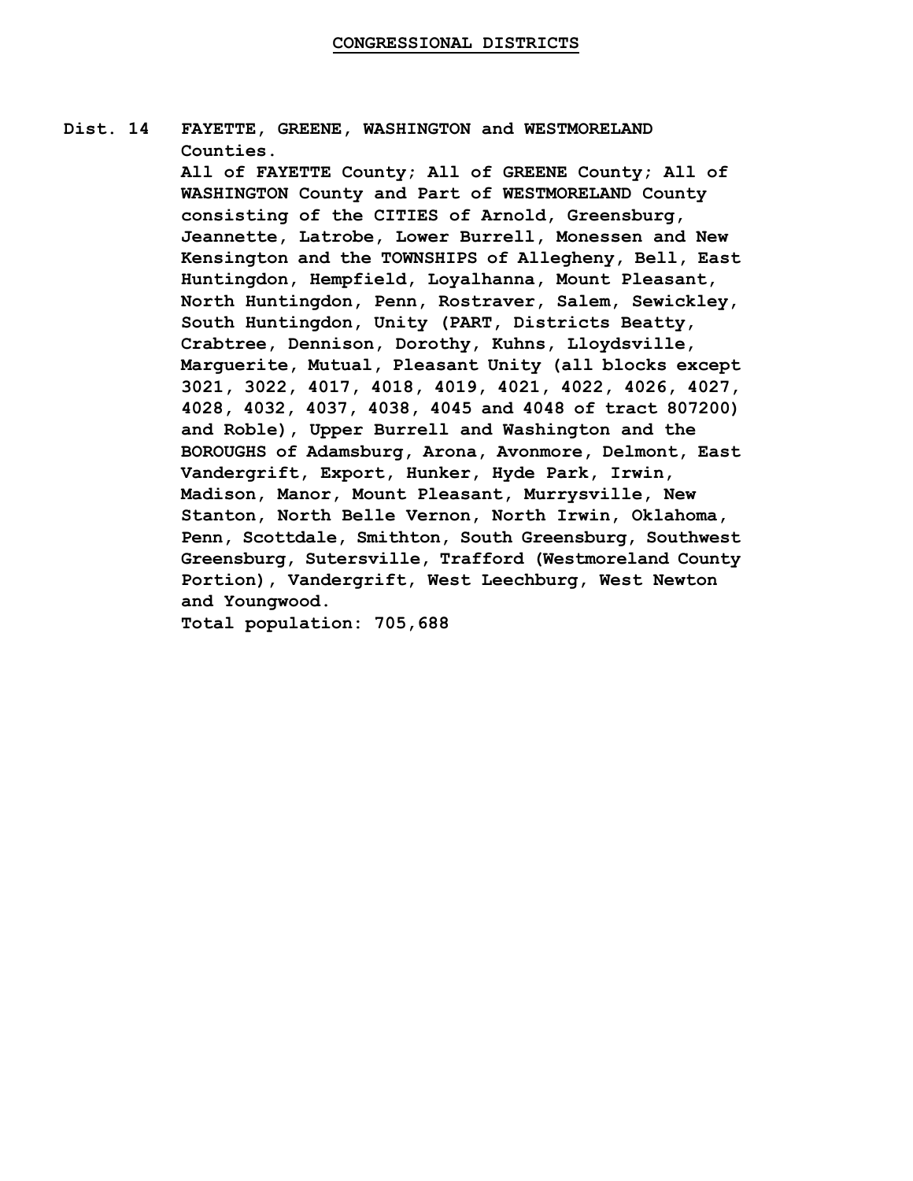## CONGRESSIONAL DISTRICTS

**Dist. 14** **FAYETTE, GREENE, WASHINGTON and WESTMORELAND Counties.**

**All of FAYETTE County; All of GREENE County; All of WASHINGTON County and Part of WESTMORELAND County consisting of the CITIES of Arnold, Greensburg, Jeannette, Latrobe, Lower Burrell, Monessen and New Kensington and the TOWNSHIPS of Allegheny, Bell, East Huntingdon, Hempfield, Loyalhanna, Mount Pleasant, North Huntingdon, Penn, Rostraver, Salem, Sewickley, South Huntingdon, Unity (PART, Districts Beatty, Crabtree, Dennison, Dorothy, Kuhns, Lloydsville, Marguerite, Mutual, Pleasant Unity (all blocks except 3021, 3022, 4017, 4018, 4019, 4021, 4022, 4026, 4027, 4028, 4032, 4037, 4038, 4045 and 4048 of tract 807200) and Roble), Upper Burrell and Washington and the BOROUGHS of Adamsburg, Arona, Avonmore, Delmont, East Vandergrift, Export, Hunker, Hyde Park, Irwin, Madison, Manor, Mount Pleasant, Murrysville, New Stanton, North Belle Vernon, North Irwin, Oklahoma, Penn, Scottdale, Smithton, South Greensburg, Southwest Greensburg, Sutersville, Trafford (Westmoreland County Portion), Vandergrift, West Leechburg, West Newton and Youngwood.**

**Total population: 705,688**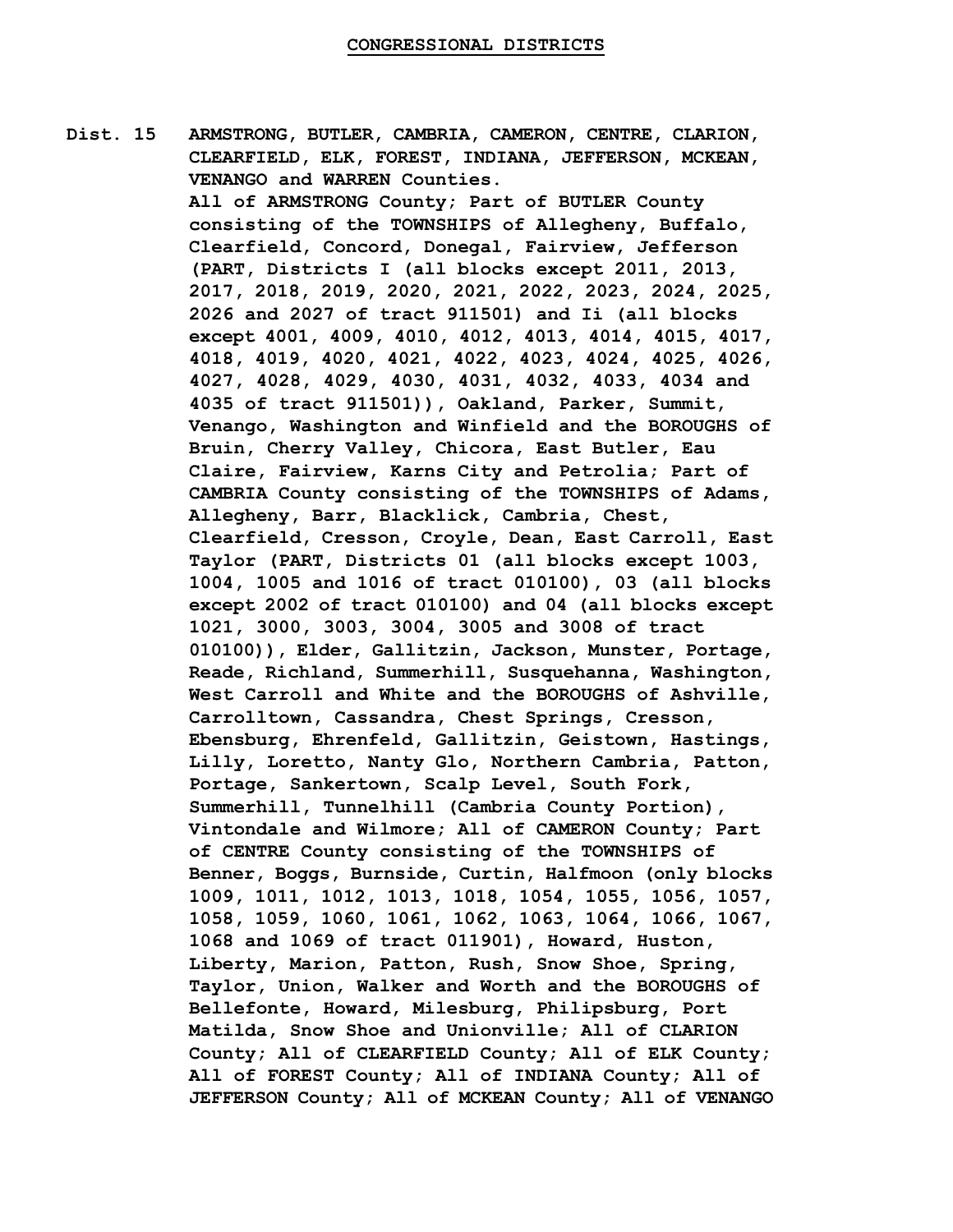**CONGRESSIONAL DISTRICTS**

**Dist. 15 ARMSTRONG, BUTLER, CAMBRIA, CAMERON, CENTRE, CLARION, CLEARFIELD, ELK, FOREST, INDIANA, JEFFERSON, MCKEAN, VENANGO and WARREN Counties.**

**All of ARMSTRONG County; Part of BUTLER County consisting of the TOWNSHIPS of Allegheny, Buffalo, Clearfield, Concord, Donegal, Fairview, Jefferson (PART, Districts I (all blocks except 2011, 2013, 2017, 2018, 2019, 2020, 2021, 2022, 2023, 2024, 2025, 2026 and 2027 of tract 911501) and Ii (all blocks except 4001, 4009, 4010, 4012, 4013, 4014, 4015, 4017, 4018, 4019, 4020, 4021, 4022, 4023, 4024, 4025, 4026, 4027, 4028, 4029, 4030, 4031, 4032, 4033, 4034 and 4035 of tract 911501)), Oakland, Parker, Summit, Venango, Washington and Winfield and the BOROUGHS of Bruin, Cherry Valley, Chicora, East Butler, Eau Claire, Fairview, Karns City and Petrolia; Part of CAMBRIA County consisting of the TOWNSHIPS of Adams, Allegheny, Barr, Blacklick, Cambria, Chest, Clearfield, Cresson, Croyle, Dean, East Carroll, East Taylor (PART, Districts 01 (all blocks except 1003, 1004, 1005 and 1016 of tract 010100), 03 (all blocks except 2002 of tract 010100) and 04 (all blocks except 1021, 3000, 3003, 3004, 3005 and 3008 of tract 010100)), Elder, Gallitzin, Jackson, Munster, Portage, Reade, Richland, Summerhill, Susquehanna, Washington, West Carroll and White and the BOROUGHS of Ashville, Carrolltown, Cassandra, Chest Springs, Cresson, Ebensburg, Ehrenfeld, Gallitzin, Geistown, Hastings, Lilly, Loretto, Nanty Glo, Northern Cambria, Patton, Portage, Sankertown, Scalp Level, South Fork, Summerhill, Tunnelhill (Cambria County Portion), Vintondale and Wilmore; All of CAMERON County; Part of CENTRE County consisting of the TOWNSHIPS of Benner, Boggs, Burnside, Curtin, Halfmoon (only blocks 1009, 1011, 1012, 1013, 1018, 1054, 1055, 1056, 1057, 1058, 1059, 1060, 1061, 1062, 1063, 1064, 1066, 1067, 1068 and 1069 of tract 011901), Howard, Huston, Liberty, Marion, Patton, Rush, Snow Shoe, Spring, Taylor, Union, Walker and Worth and the BOROUGHS of Bellefonte, Howard, Milesburg, Philipsburg, Port Matilda, Snow Shoe and Unionville; All of CLARION County; All of CLEARFIELD County; All of ELK County; All of FOREST County; All of INDIANA County; All of JEFFERSON County; All of MCKEAN County; All of VENANGO**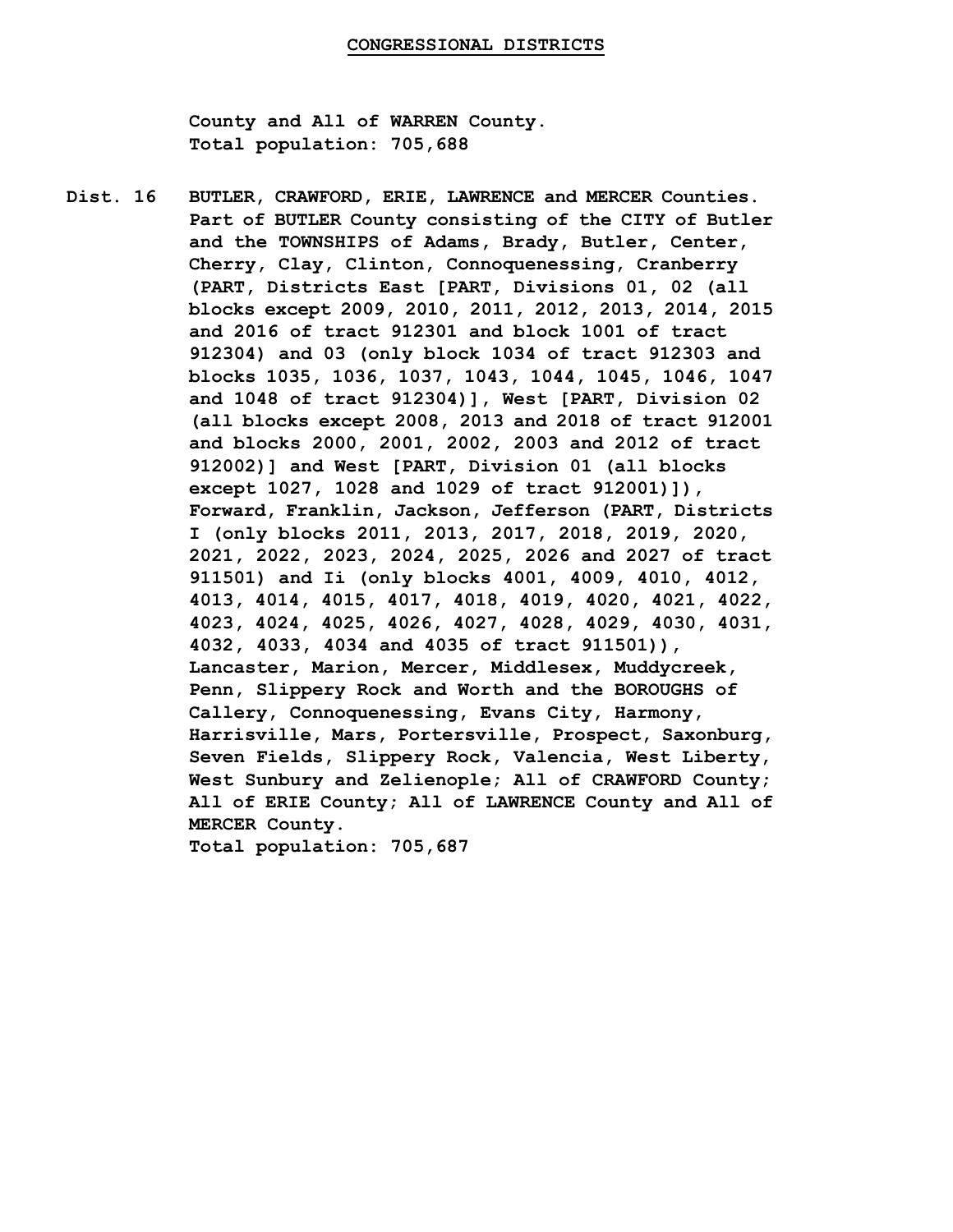County and All of WARREN County.
Total population: 705,688

**Dist. 16** BUTLER, CRAWFORD, ERIE, LAWRENCE and MERCER Counties. Part of BUTLER County consisting of the CITY of Butler and the TOWNSHIPS of Adams, Brady, Butler, Center, Cherry, Clay, Clinton, Connoquenessing, Cranberry (PART, Districts East [PART, Divisions 01, 02 (all blocks except 2009, 2010, 2011, 2012, 2013, 2014, 2015 and 2016 of tract 912301 and block 1001 of tract 912304) and 03 (only block 1034 of tract 912303 and blocks 1035, 1036, 1037, 1043, 1044, 1045, 1046, 1047 and 1048 of tract 912304)], West [PART, Division 02 (all blocks except 2008, 2013 and 2018 of tract 912001 and blocks 2000, 2001, 2002, 2003 and 2012 of tract 912002)] and West [PART, Division 01 (all blocks except 1027, 1028 and 1029 of tract 912001)]), Forward, Franklin, Jackson, Jefferson (PART, Districts I (only blocks 2011, 2013, 2017, 2018, 2019, 2020, 2021, 2022, 2023, 2024, 2025, 2026 and 2027 of tract 911501) and Ii (only blocks 4001, 4009, 4010, 4012, 4013, 4014, 4015, 4017, 4018, 4019, 4020, 4021, 4022, 4023, 4024, 4025, 4026, 4027, 4028, 4029, 4030, 4031, 4032, 4033, 4034 and 4035 of tract 911501)), Lancaster, Marion, Mercer, Middlesex, Muddycreek, Penn, Slippery Rock and Worth and the BOROUGHS of Callery, Connoquenessing, Evans City, Harmony, Harrisville, Mars, Portersville, Prospect, Saxonburg, Seven Fields, Slippery Rock, Valencia, West Liberty, West Sunbury and Zelienople; All of CRAWFORD County; All of ERIE County; All of LAWRENCE County and All of MERCER County.
Total population: 705,687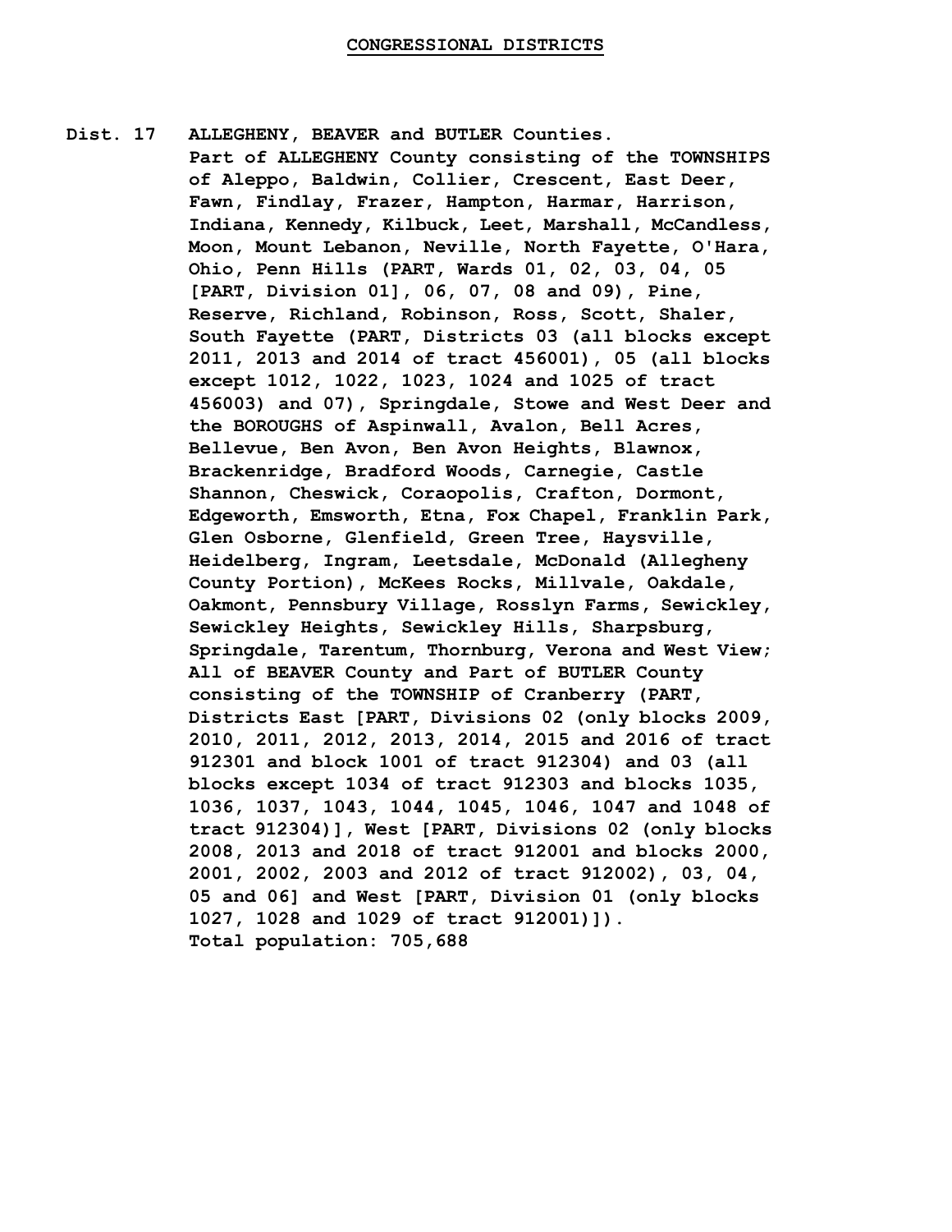**CONGRESSIONAL DISTRICTS**

**Dist. 17** **ALLEGHENY, BEAVER and BUTLER Counties.**
**Part of ALLEGHENY County consisting of the TOWNSHIPS of Aleppo, Baldwin, Collier, Crescent, East Deer, Fawn, Findlay, Frazer, Hampton, Harmar, Harrison, Indiana, Kennedy, Kilbuck, Leet, Marshall, McCandless, Moon, Mount Lebanon, Neville, North Fayette, O'Hara, Ohio, Penn Hills (PART, Wards 01, 02, 03, 04, 05 [PART, Division 01], 06, 07, 08 and 09), Pine, Reserve, Richland, Robinson, Ross, Scott, Shaler, South Fayette (PART, Districts 03 (all blocks except 2011, 2013 and 2014 of tract 456001), 05 (all blocks except 1012, 1022, 1023, 1024 and 1025 of tract 456003) and 07), Springdale, Stowe and West Deer and the BOROUGHS of Aspinwall, Avalon, Bell Acres, Bellevue, Ben Avon, Ben Avon Heights, Blawnox, Brackenridge, Bradford Woods, Carnegie, Castle Shannon, Cheswick, Coraopolis, Crafton, Dormont, Edgeworth, Emsworth, Etna, Fox Chapel, Franklin Park, Glen Osborne, Glenfield, Green Tree, Haysville, Heidelberg, Ingram, Leetsdale, McDonald (Allegheny County Portion), McKees Rocks, Millvale, Oakdale, Oakmont, Pennsbury Village, Rosslyn Farms, Sewickley, Sewickley Heights, Sewickley Hills, Sharpsburg, Springdale, Tarentum, Thornburg, Verona and West View; All of BEAVER County and Part of BUTLER County consisting of the TOWNSHIP of Cranberry (PART, Districts East [PART, Divisions 02 (only blocks 2009, 2010, 2011, 2012, 2013, 2014, 2015 and 2016 of tract 912301 and block 1001 of tract 912304) and 03 (all blocks except 1034 of tract 912303 and blocks 1035, 1036, 1037, 1043, 1044, 1045, 1046, 1047 and 1048 of tract 912304)], West [PART, Divisions 02 (only blocks 2008, 2013 and 2018 of tract 912001 and blocks 2000, 2001, 2002, 2003 and 2012 of tract 912002), 03, 04, 05 and 06] and West [PART, Division 01 (only blocks 1027, 1028 and 1029 of tract 912001)]).**
**Total population: 705,688**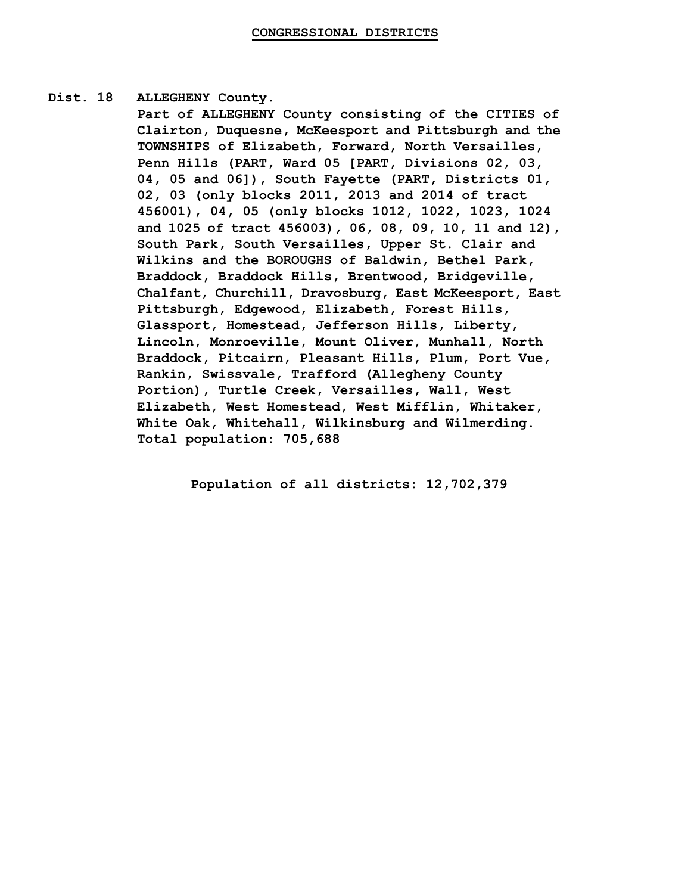CONGRESSIONAL DISTRICTS

**Dist. 18 ALLEGHENY County.**

**Part of ALLEGHENY County consisting of the CITIES of Clairton, Duquesne, McKeesport and Pittsburgh and the TOWNSHIPS of Elizabeth, Forward, North Versailles, Penn Hills (PART, Ward 05 [PART, Divisions 02, 03, 04, 05 and 06]), South Fayette (PART, Districts 01, 02, 03 (only blocks 2011, 2013 and 2014 of tract 456001), 04, 05 (only blocks 1012, 1022, 1023, 1024 and 1025 of tract 456003), 06, 08, 09, 10, 11 and 12), South Park, South Versailles, Upper St. Clair and Wilkins and the BOROUGHS of Baldwin, Bethel Park, Braddock, Braddock Hills, Brentwood, Bridgeville, Chalfant, Churchill, Dravosburg, East McKeesport, East Pittsburgh, Edgewood, Elizabeth, Forest Hills, Glassport, Homestead, Jefferson Hills, Liberty, Lincoln, Monroeville, Mount Oliver, Munhall, North Braddock, Pitcairn, Pleasant Hills, Plum, Port Vue, Rankin, Swissvale, Trafford (Allegheny County Portion), Turtle Creek, Versailles, Wall, West Elizabeth, West Homestead, West Mifflin, Whitaker, White Oak, Whitehall, Wilkinsburg and Wilmerding.**

**Total population: 705,688**

**Population of all districts: 12,702,379**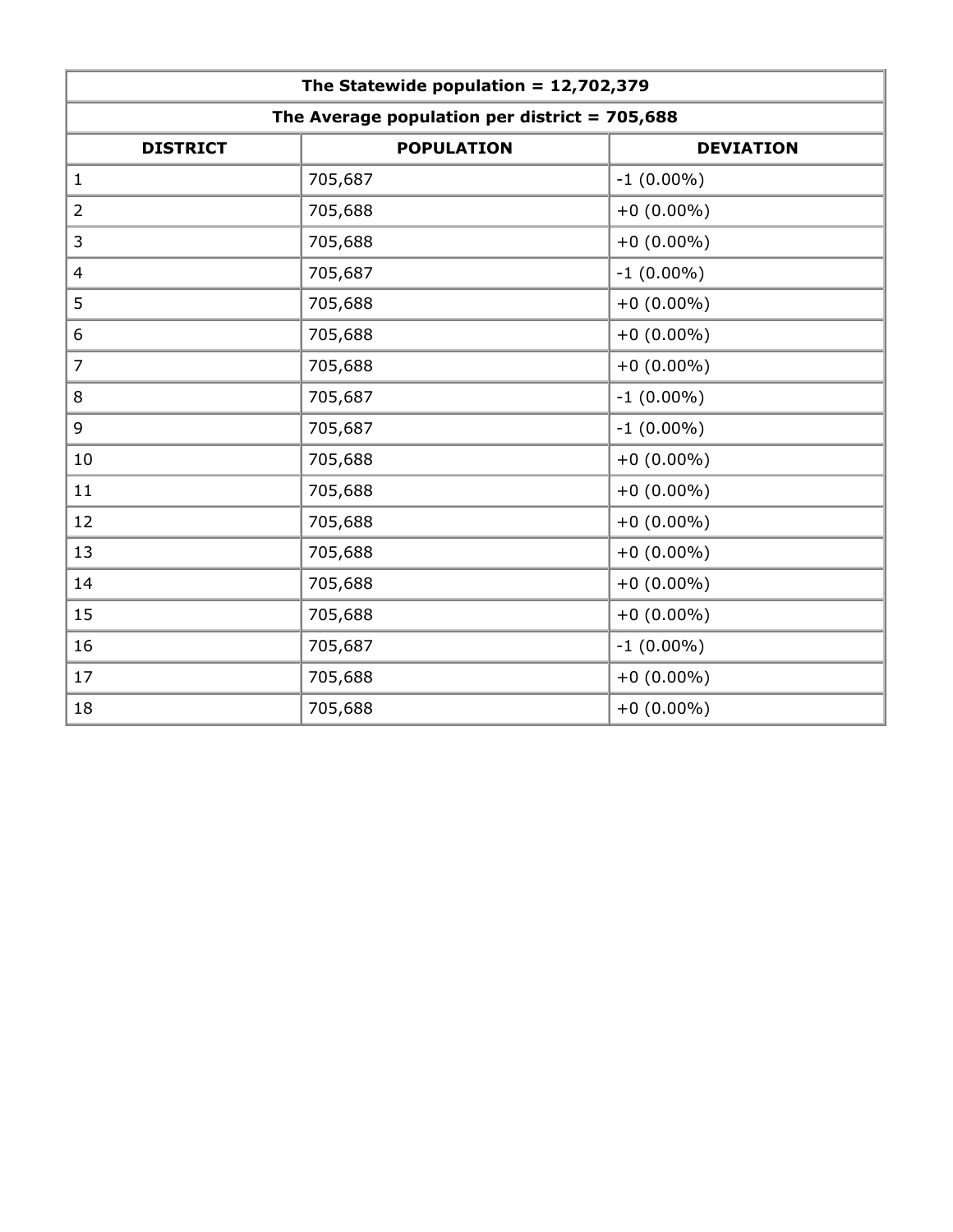| The Statewide population = 12,702,379 | | |
|---|---|---|
| The Average population per district = 705,688 | | |
| **DISTRICT** | **POPULATION** | **DEVIATION** |
| 1 | 705,687 | -1 (0.00%) |
| 2 | 705,688 | +0 (0.00%) |
| 3 | 705,688 | +0 (0.00%) |
| 4 | 705,687 | -1 (0.00%) |
| 5 | 705,688 | +0 (0.00%) |
| 6 | 705,688 | +0 (0.00%) |
| 7 | 705,688 | +0 (0.00%) |
| 8 | 705,687 | -1 (0.00%) |
| 9 | 705,687 | -1 (0.00%) |
| 10 | 705,688 | +0 (0.00%) |
| 11 | 705,688 | +0 (0.00%) |
| 12 | 705,688 | +0 (0.00%) |
| 13 | 705,688 | +0 (0.00%) |
| 14 | 705,688 | +0 (0.00%) |
| 15 | 705,688 | +0 (0.00%) |
| 16 | 705,687 | -1 (0.00%) |
| 17 | 705,688 | +0 (0.00%) |
| 18 | 705,688 | +0 (0.00%) |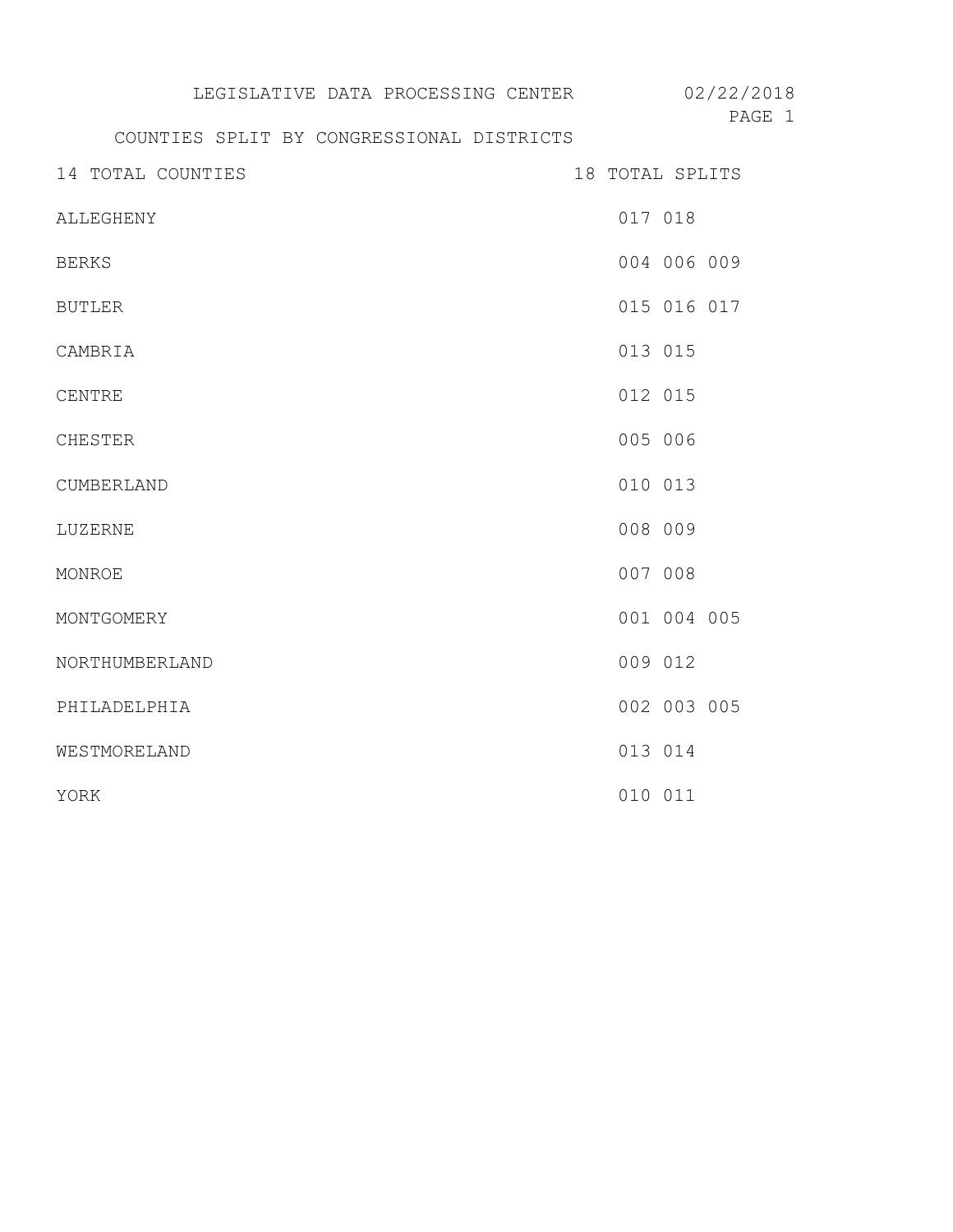LEGISLATIVE DATA PROCESSING CENTER 02/22/2018

COUNTIES SPLIT BY CONGRESSIONAL DISTRICTS

| 14 TOTAL COUNTIES | 18 TOTAL SPLITS |
|---|---|
| ALLEGHENY | 017 018 |
| BERKS | 004 006 009 |
| BUTLER | 015 016 017 |
| CAMBRIA | 013 015 |
| CENTRE | 012 015 |
| CHESTER | 005 006 |
| CUMBERLAND | 010 013 |
| LUZERNE | 008 009 |
| MONROE | 007 008 |
| MONTGOMERY | 001 004 005 |
| NORTHUMBERLAND | 009 012 |
| PHILADELPHIA | 002 003 005 |
| WESTMORELAND | 013 014 |
| YORK | 010 011 |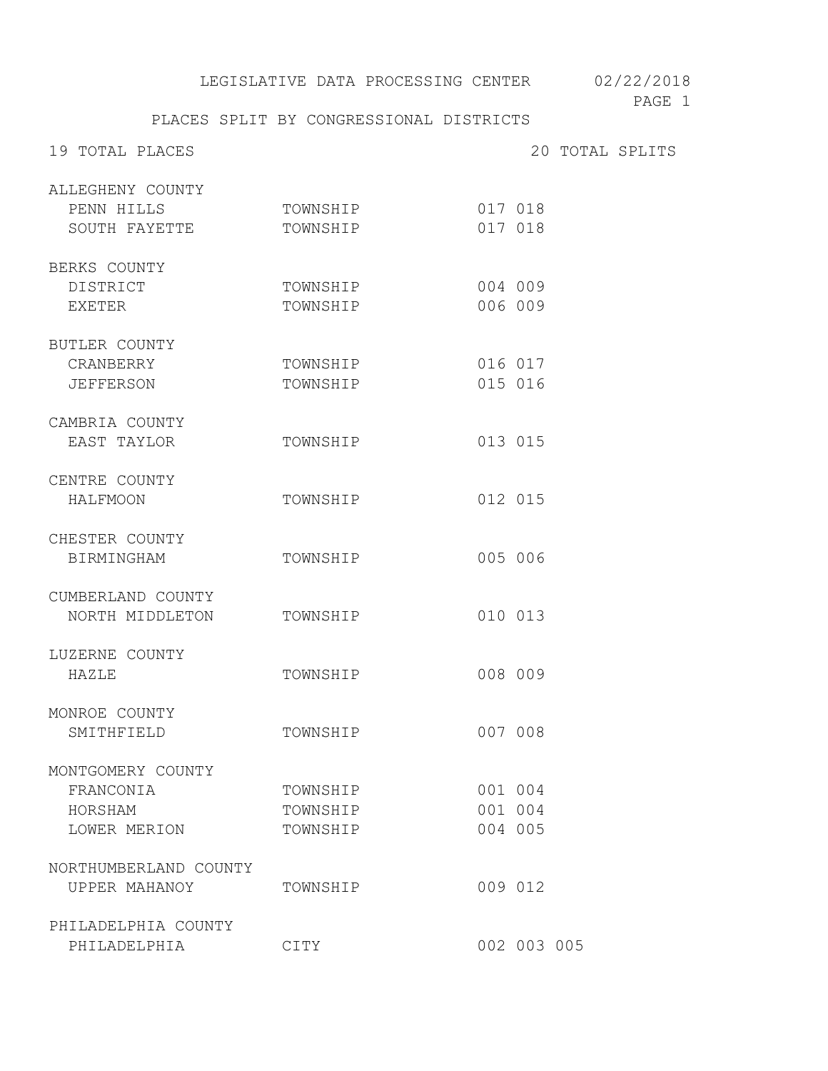LEGISLATIVE DATA PROCESSING CENTER 02/22/2018

PAGE 1

## PLACES SPLIT BY CONGRESSIONAL DISTRICTS

19 TOTAL PLACES 20 TOTAL SPLITS

| | | |
|---|---|---|
| **ALLEGHENY COUNTY** | | |
| PENN HILLS | TOWNSHIP | 017 018 |
| SOUTH FAYETTE | TOWNSHIP | 017 018 |
| **BERKS COUNTY** | | |
| DISTRICT | TOWNSHIP | 004 009 |
| EXETER | TOWNSHIP | 006 009 |
| **BUTLER COUNTY** | | |
| CRANBERRY | TOWNSHIP | 016 017 |
| JEFFERSON | TOWNSHIP | 015 016 |
| **CAMBRIA COUNTY** | | |
| EAST TAYLOR | TOWNSHIP | 013 015 |
| **CENTRE COUNTY** | | |
| HALFMOON | TOWNSHIP | 012 015 |
| **CHESTER COUNTY** | | |
| BIRMINGHAM | TOWNSHIP | 005 006 |
| **CUMBERLAND COUNTY** | | |
| NORTH MIDDLETON | TOWNSHIP | 010 013 |
| **LUZERNE COUNTY** | | |
| HAZLE | TOWNSHIP | 008 009 |
| **MONROE COUNTY** | | |
| SMITHFIELD | TOWNSHIP | 007 008 |
| **MONTGOMERY COUNTY** | | |
| FRANCONIA | TOWNSHIP | 001 004 |
| HORSHAM | TOWNSHIP | 001 004 |
| LOWER MERION | TOWNSHIP | 004 005 |
| **NORTHUMBERLAND COUNTY** | | |
| UPPER MAHANOY | TOWNSHIP | 009 012 |
| **PHILADELPHIA COUNTY** | | |
| PHILADELPHIA | CITY | 002 003 005 |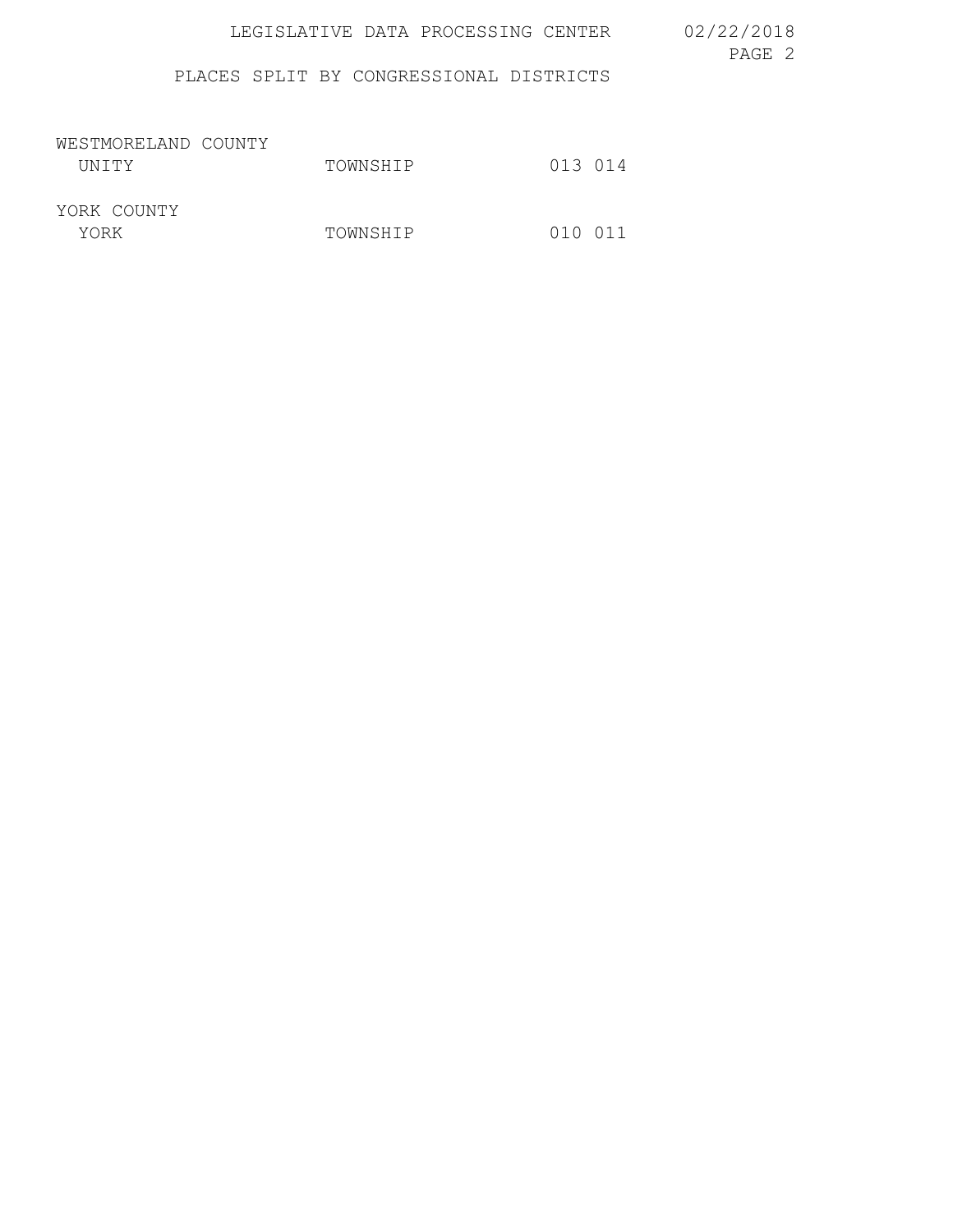PLACES SPLIT BY CONGRESSIONAL DISTRICTS

| | | |
|---|---|---|
| WESTMORELAND COUNTY | | |
| UNITY | TOWNSHIP | 013 014 |
| YORK COUNTY | | |
| YORK | TOWNSHIP | 010 011 |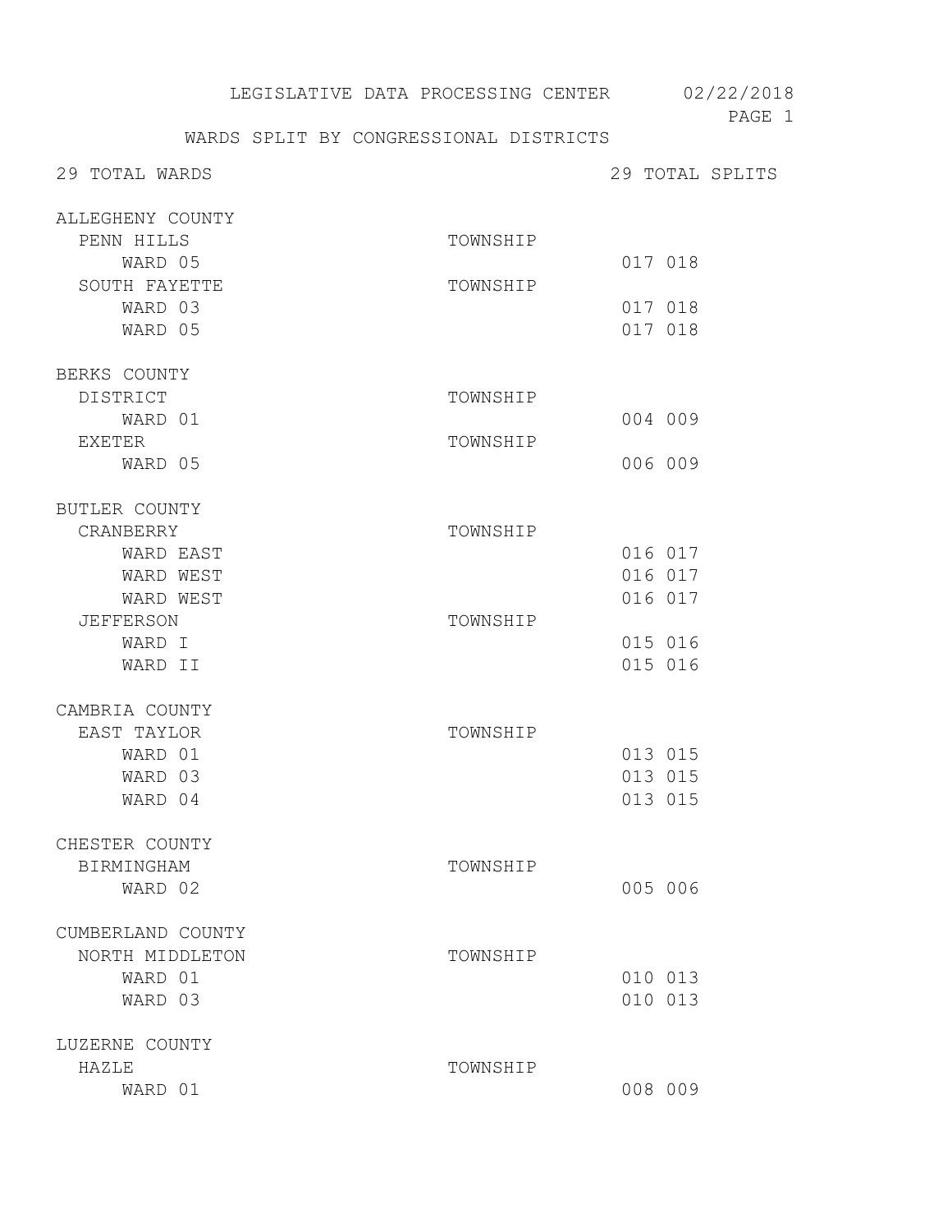LEGISLATIVE DATA PROCESSING CENTER 02/22/2018

WARDS SPLIT BY CONGRESSIONAL DISTRICTS

29 TOTAL WARDS 29 TOTAL SPLITS

| | | |
|---|---|---|
| ALLEGHENY COUNTY | | |
| PENN HILLS | TOWNSHIP | |
| WARD 05 | | 017 018 |
| SOUTH FAYETTE | TOWNSHIP | |
| WARD 03 | | 017 018 |
| WARD 05 | | 017 018 |
| BERKS COUNTY | | |
| DISTRICT | TOWNSHIP | |
| WARD 01 | | 004 009 |
| EXETER | TOWNSHIP | |
| WARD 05 | | 006 009 |
| BUTLER COUNTY | | |
| CRANBERRY | TOWNSHIP | |
| WARD EAST | | 016 017 |
| WARD WEST | | 016 017 |
| WARD WEST | | 016 017 |
| JEFFERSON | TOWNSHIP | |
| WARD I | | 015 016 |
| WARD II | | 015 016 |
| CAMBRIA COUNTY | | |
| EAST TAYLOR | TOWNSHIP | |
| WARD 01 | | 013 015 |
| WARD 03 | | 013 015 |
| WARD 04 | | 013 015 |
| CHESTER COUNTY | | |
| BIRMINGHAM | TOWNSHIP | |
| WARD 02 | | 005 006 |
| CUMBERLAND COUNTY | | |
| NORTH MIDDLETON | TOWNSHIP | |
| WARD 01 | | 010 013 |
| WARD 03 | | 010 013 |
| LUZERNE COUNTY | | |
| HAZLE | TOWNSHIP | |
| WARD 01 | | 008 009 |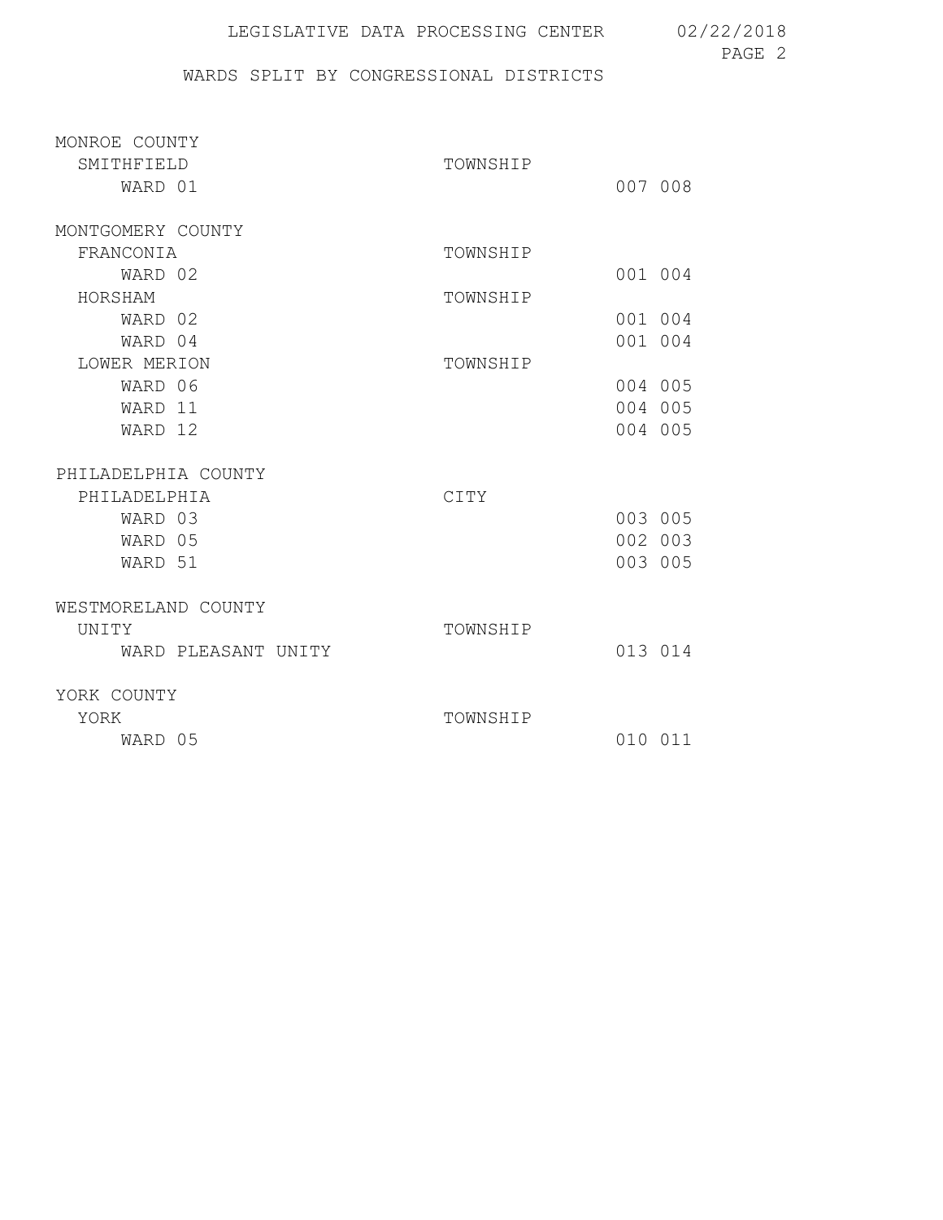LEGISLATIVE DATA PROCESSING CENTER 02/22/2018

WARDS SPLIT BY CONGRESSIONAL DISTRICTS

| | | |
|---|---|---|
| MONROE COUNTY | | |
| SMITHFIELD | TOWNSHIP | |
| WARD 01 | | 007 008 |
| MONTGOMERY COUNTY | | |
| FRANCONIA | TOWNSHIP | |
| WARD 02 | | 001 004 |
| HORSHAM | TOWNSHIP | |
| WARD 02 | | 001 004 |
| WARD 04 | | 001 004 |
| LOWER MERION | TOWNSHIP | |
| WARD 06 | | 004 005 |
| WARD 11 | | 004 005 |
| WARD 12 | | 004 005 |
| PHILADELPHIA COUNTY | | |
| PHILADELPHIA | CITY | |
| WARD 03 | | 003 005 |
| WARD 05 | | 002 003 |
| WARD 51 | | 003 005 |
| WESTMORELAND COUNTY | | |
| UNITY | TOWNSHIP | |
| WARD PLEASANT UNITY | | 013 014 |
| YORK COUNTY | | |
| YORK | TOWNSHIP | |
| WARD 05 | | 010 011 |